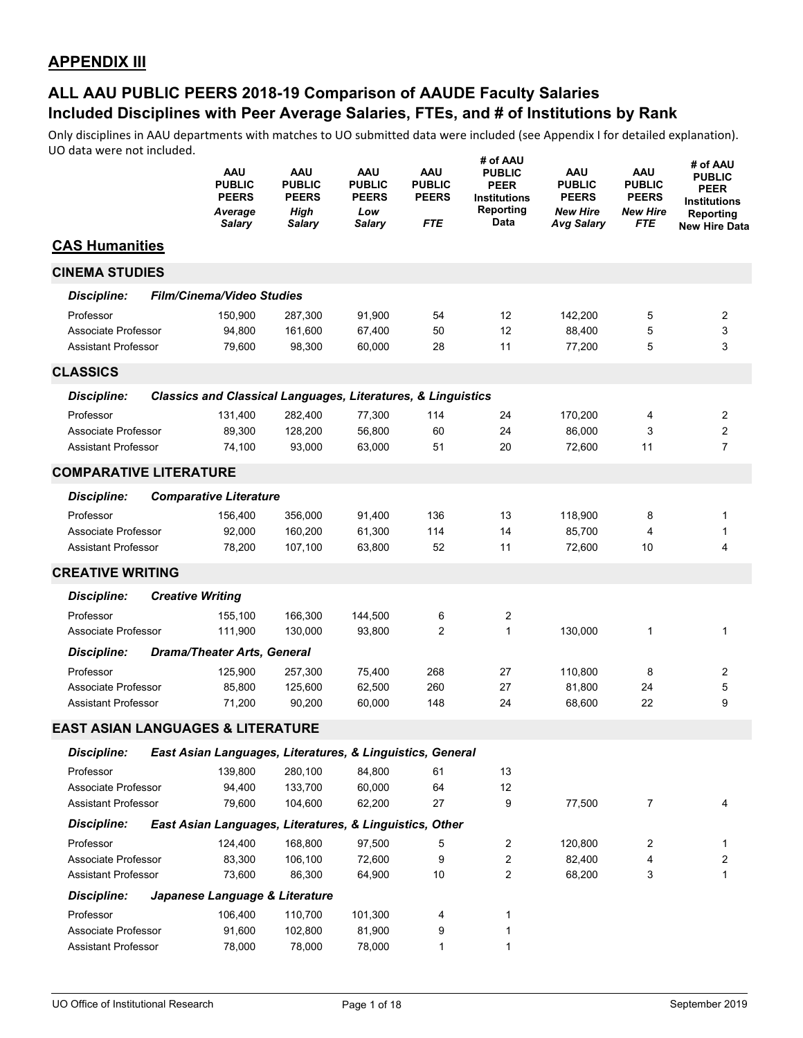## APPENDIX III

## ALL AAU PUBLIC PEERS 2018-19 Comparison of AAUDE Faculty Salaries
## Included Disciplines with Peer Average Salaries, FTEs, and # of Institutions by Rank

Only disciplines in AAU departments with matches to UO submitted data were included (see Appendix I for detailed explanation). UO data were not included.

| | AAU PUBLIC PEERS *Average Salary* | AAU PUBLIC PEERS *High Salary* | AAU PUBLIC PEERS *Low Salary* | AAU PUBLIC PEERS *FTE* | # of AAU PUBLIC PEER Institutions Reporting Data | AAU PUBLIC PEERS *New Hire Avg Salary* | AAU PUBLIC PEERS *New Hire FTE* | # of AAU PUBLIC PEER Institutions Reporting New Hire Data |
|---|---|---|---|---|---|---|---|---|
| **CAS Humanities** | | | | | | | | |
| **CINEMA STUDIES** | | | | | | | | |
| ***Discipline: Film/Cinema/Video Studies*** | | | | | | | | |
| Professor | 150,900 | 287,300 | 91,900 | 54 | 12 | 142,200 | 5 | 2 |
| Associate Professor | 94,800 | 161,600 | 67,400 | 50 | 12 | 88,400 | 5 | 3 |
| Assistant Professor | 79,600 | 98,300 | 60,000 | 28 | 11 | 77,200 | 5 | 3 |
| **CLASSICS** | | | | | | | | |
| ***Discipline: Classics and Classical Languages, Literatures, & Linguistics*** | | | | | | | | |
| Professor | 131,400 | 282,400 | 77,300 | 114 | 24 | 170,200 | 4 | 2 |
| Associate Professor | 89,300 | 128,200 | 56,800 | 60 | 24 | 86,000 | 3 | 2 |
| Assistant Professor | 74,100 | 93,000 | 63,000 | 51 | 20 | 72,600 | 11 | 7 |
| **COMPARATIVE LITERATURE** | | | | | | | | |
| ***Discipline: Comparative Literature*** | | | | | | | | |
| Professor | 156,400 | 356,000 | 91,400 | 136 | 13 | 118,900 | 8 | 1 |
| Associate Professor | 92,000 | 160,200 | 61,300 | 114 | 14 | 85,700 | 4 | 1 |
| Assistant Professor | 78,200 | 107,100 | 63,800 | 52 | 11 | 72,600 | 10 | 4 |
| **CREATIVE WRITING** | | | | | | | | |
| ***Discipline: Creative Writing*** | | | | | | | | |
| Professor | 155,100 | 166,300 | 144,500 | 6 | 2 | | | |
| Associate Professor | 111,900 | 130,000 | 93,800 | 2 | 1 | 130,000 | 1 | 1 |
| ***Discipline: Drama/Theater Arts, General*** | | | | | | | | |
| Professor | 125,900 | 257,300 | 75,400 | 268 | 27 | 110,800 | 8 | 2 |
| Associate Professor | 85,800 | 125,600 | 62,500 | 260 | 27 | 81,800 | 24 | 5 |
| Assistant Professor | 71,200 | 90,200 | 60,000 | 148 | 24 | 68,600 | 22 | 9 |
| **EAST ASIAN LANGUAGES & LITERATURE** | | | | | | | | |
| ***Discipline: East Asian Languages, Literatures, & Linguistics, General*** | | | | | | | | |
| Professor | 139,800 | 280,100 | 84,800 | 61 | 13 | | | |
| Associate Professor | 94,400 | 133,700 | 60,000 | 64 | 12 | | | |
| Assistant Professor | 79,600 | 104,600 | 62,200 | 27 | 9 | 77,500 | 7 | 4 |
| ***Discipline: East Asian Languages, Literatures, & Linguistics, Other*** | | | | | | | | |
| Professor | 124,400 | 168,800 | 97,500 | 5 | 2 | 120,800 | 2 | 1 |
| Associate Professor | 83,300 | 106,100 | 72,600 | 9 | 2 | 82,400 | 4 | 2 |
| Assistant Professor | 73,600 | 86,300 | 64,900 | 10 | 2 | 68,200 | 3 | 1 |
| ***Discipline: Japanese Language & Literature*** | | | | | | | | |
| Professor | 106,400 | 110,700 | 101,300 | 4 | 1 | | | |
| Associate Professor | 91,600 | 102,800 | 81,900 | 9 | 1 | | | |
| Assistant Professor | 78,000 | 78,000 | 78,000 | 1 | 1 | | | |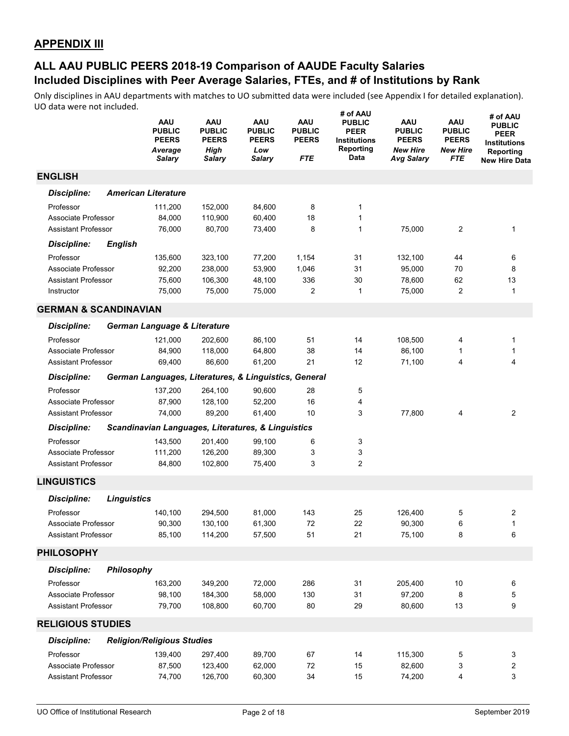## APPENDIX III

## ALL AAU PUBLIC PEERS 2018-19 Comparison of AAUDE Faculty Salaries
## Included Disciplines with Peer Average Salaries, FTEs, and # of Institutions by Rank

Only disciplines in AAU departments with matches to UO submitted data were included (see Appendix I for detailed explanation). UO data were not included.

| | AAU PUBLIC PEERS *Average Salary* | AAU PUBLIC PEERS *High Salary* | AAU PUBLIC PEERS *Low Salary* | AAU PUBLIC PEERS *FTE* | # of AAU PUBLIC PEER Institutions Reporting Data | AAU PUBLIC PEERS *New Hire Avg Salary* | AAU PUBLIC PEERS *New Hire FTE* | # of AAU PUBLIC PEER Institutions Reporting New Hire Data |
|---|---|---|---|---|---|---|---|---|
| **ENGLISH** | | | | | | | | |
| ***Discipline: American Literature*** | | | | | | | | |
| Professor | 111,200 | 152,000 | 84,600 | 8 | 1 | | | |
| Associate Professor | 84,000 | 110,900 | 60,400 | 18 | 1 | | | |
| Assistant Professor | 76,000 | 80,700 | 73,400 | 8 | 1 | 75,000 | 2 | 1 |
| ***Discipline: English*** | | | | | | | | |
| Professor | 135,600 | 323,100 | 77,200 | 1,154 | 31 | 132,100 | 44 | 6 |
| Associate Professor | 92,200 | 238,000 | 53,900 | 1,046 | 31 | 95,000 | 70 | 8 |
| Assistant Professor | 75,600 | 106,300 | 48,100 | 336 | 30 | 78,600 | 62 | 13 |
| Instructor | 75,000 | 75,000 | 75,000 | 2 | 1 | 75,000 | 2 | 1 |
| **GERMAN & SCANDINAVIAN** | | | | | | | | |
| ***Discipline: German Language & Literature*** | | | | | | | | |
| Professor | 121,000 | 202,600 | 86,100 | 51 | 14 | 108,500 | 4 | 1 |
| Associate Professor | 84,900 | 118,000 | 64,800 | 38 | 14 | 86,100 | 1 | 1 |
| Assistant Professor | 69,400 | 86,600 | 61,200 | 21 | 12 | 71,100 | 4 | 4 |
| ***Discipline: German Languages, Literatures, & Linguistics, General*** | | | | | | | | |
| Professor | 137,200 | 264,100 | 90,600 | 28 | 5 | | | |
| Associate Professor | 87,900 | 128,100 | 52,200 | 16 | 4 | | | |
| Assistant Professor | 74,000 | 89,200 | 61,400 | 10 | 3 | 77,800 | 4 | 2 |
| ***Discipline: Scandinavian Languages, Literatures, & Linguistics*** | | | | | | | | |
| Professor | 143,500 | 201,400 | 99,100 | 6 | 3 | | | |
| Associate Professor | 111,200 | 126,200 | 89,300 | 3 | 3 | | | |
| Assistant Professor | 84,800 | 102,800 | 75,400 | 3 | 2 | | | |
| **LINGUISTICS** | | | | | | | | |
| ***Discipline: Linguistics*** | | | | | | | | |
| Professor | 140,100 | 294,500 | 81,000 | 143 | 25 | 126,400 | 5 | 2 |
| Associate Professor | 90,300 | 130,100 | 61,300 | 72 | 22 | 90,300 | 6 | 1 |
| Assistant Professor | 85,100 | 114,200 | 57,500 | 51 | 21 | 75,100 | 8 | 6 |
| **PHILOSOPHY** | | | | | | | | |
| ***Discipline: Philosophy*** | | | | | | | | |
| Professor | 163,200 | 349,200 | 72,000 | 286 | 31 | 205,400 | 10 | 6 |
| Associate Professor | 98,100 | 184,300 | 58,000 | 130 | 31 | 97,200 | 8 | 5 |
| Assistant Professor | 79,700 | 108,800 | 60,700 | 80 | 29 | 80,600 | 13 | 9 |
| **RELIGIOUS STUDIES** | | | | | | | | |
| ***Discipline: Religion/Religious Studies*** | | | | | | | | |
| Professor | 139,400 | 297,400 | 89,700 | 67 | 14 | 115,300 | 5 | 3 |
| Associate Professor | 87,500 | 123,400 | 62,000 | 72 | 15 | 82,600 | 3 | 2 |
| Assistant Professor | 74,700 | 126,700 | 60,300 | 34 | 15 | 74,200 | 4 | 3 |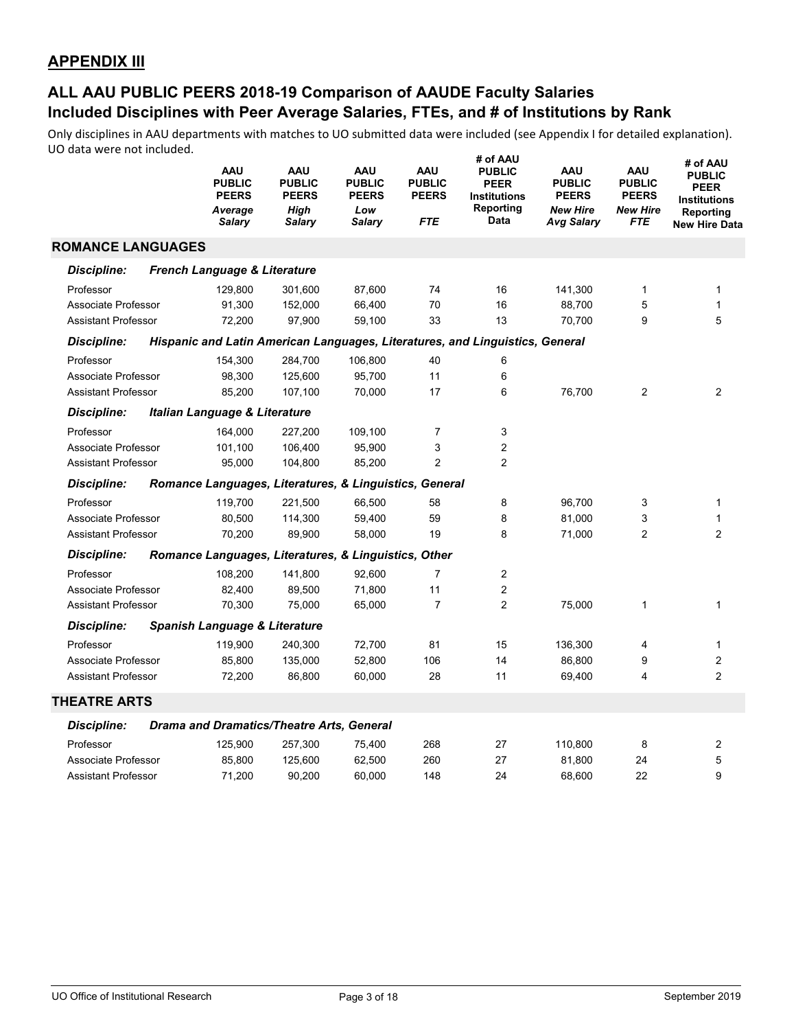## APPENDIX III

## ALL AAU PUBLIC PEERS 2018-19 Comparison of AAUDE Faculty Salaries
## Included Disciplines with Peer Average Salaries, FTEs, and # of Institutions by Rank

Only disciplines in AAU departments with matches to UO submitted data were included (see Appendix I for detailed explanation). UO data were not included.

| | AAU PUBLIC PEERS *Average Salary* | AAU PUBLIC PEERS *High Salary* | AAU PUBLIC PEERS *Low Salary* | AAU PUBLIC PEERS *FTE* | # of AAU PUBLIC PEER Institutions Reporting Data | AAU PUBLIC PEERS *New Hire Avg Salary* | AAU PUBLIC PEERS *New Hire FTE* | # of AAU PUBLIC PEER Institutions Reporting New Hire Data |
|---|---|---|---|---|---|---|---|---|
| **ROMANCE LANGUAGES** | | | | | | | | |
| ***Discipline: French Language & Literature*** | | | | | | | | |
| Professor | 129,800 | 301,600 | 87,600 | 74 | 16 | 141,300 | 1 | 1 |
| Associate Professor | 91,300 | 152,000 | 66,400 | 70 | 16 | 88,700 | 5 | 1 |
| Assistant Professor | 72,200 | 97,900 | 59,100 | 33 | 13 | 70,700 | 9 | 5 |
| ***Discipline: Hispanic and Latin American Languages, Literatures, and Linguistics, General*** | | | | | | | | |
| Professor | 154,300 | 284,700 | 106,800 | 40 | 6 | | | |
| Associate Professor | 98,300 | 125,600 | 95,700 | 11 | 6 | | | |
| Assistant Professor | 85,200 | 107,100 | 70,000 | 17 | 6 | 76,700 | 2 | 2 |
| ***Discipline: Italian Language & Literature*** | | | | | | | | |
| Professor | 164,000 | 227,200 | 109,100 | 7 | 3 | | | |
| Associate Professor | 101,100 | 106,400 | 95,900 | 3 | 2 | | | |
| Assistant Professor | 95,000 | 104,800 | 85,200 | 2 | 2 | | | |
| ***Discipline: Romance Languages, Literatures, & Linguistics, General*** | | | | | | | | |
| Professor | 119,700 | 221,500 | 66,500 | 58 | 8 | 96,700 | 3 | 1 |
| Associate Professor | 80,500 | 114,300 | 59,400 | 59 | 8 | 81,000 | 3 | 1 |
| Assistant Professor | 70,200 | 89,900 | 58,000 | 19 | 8 | 71,000 | 2 | 2 |
| ***Discipline: Romance Languages, Literatures, & Linguistics, Other*** | | | | | | | | |
| Professor | 108,200 | 141,800 | 92,600 | 7 | 2 | | | |
| Associate Professor | 82,400 | 89,500 | 71,800 | 11 | 2 | | | |
| Assistant Professor | 70,300 | 75,000 | 65,000 | 7 | 2 | 75,000 | 1 | 1 |
| ***Discipline: Spanish Language & Literature*** | | | | | | | | |
| Professor | 119,900 | 240,300 | 72,700 | 81 | 15 | 136,300 | 4 | 1 |
| Associate Professor | 85,800 | 135,000 | 52,800 | 106 | 14 | 86,800 | 9 | 2 |
| Assistant Professor | 72,200 | 86,800 | 60,000 | 28 | 11 | 69,400 | 4 | 2 |
| **THEATRE ARTS** | | | | | | | | |
| ***Discipline: Drama and Dramatics/Theatre Arts, General*** | | | | | | | | |
| Professor | 125,900 | 257,300 | 75,400 | 268 | 27 | 110,800 | 8 | 2 |
| Associate Professor | 85,800 | 125,600 | 62,500 | 260 | 27 | 81,800 | 24 | 5 |
| Assistant Professor | 71,200 | 90,200 | 60,000 | 148 | 24 | 68,600 | 22 | 9 |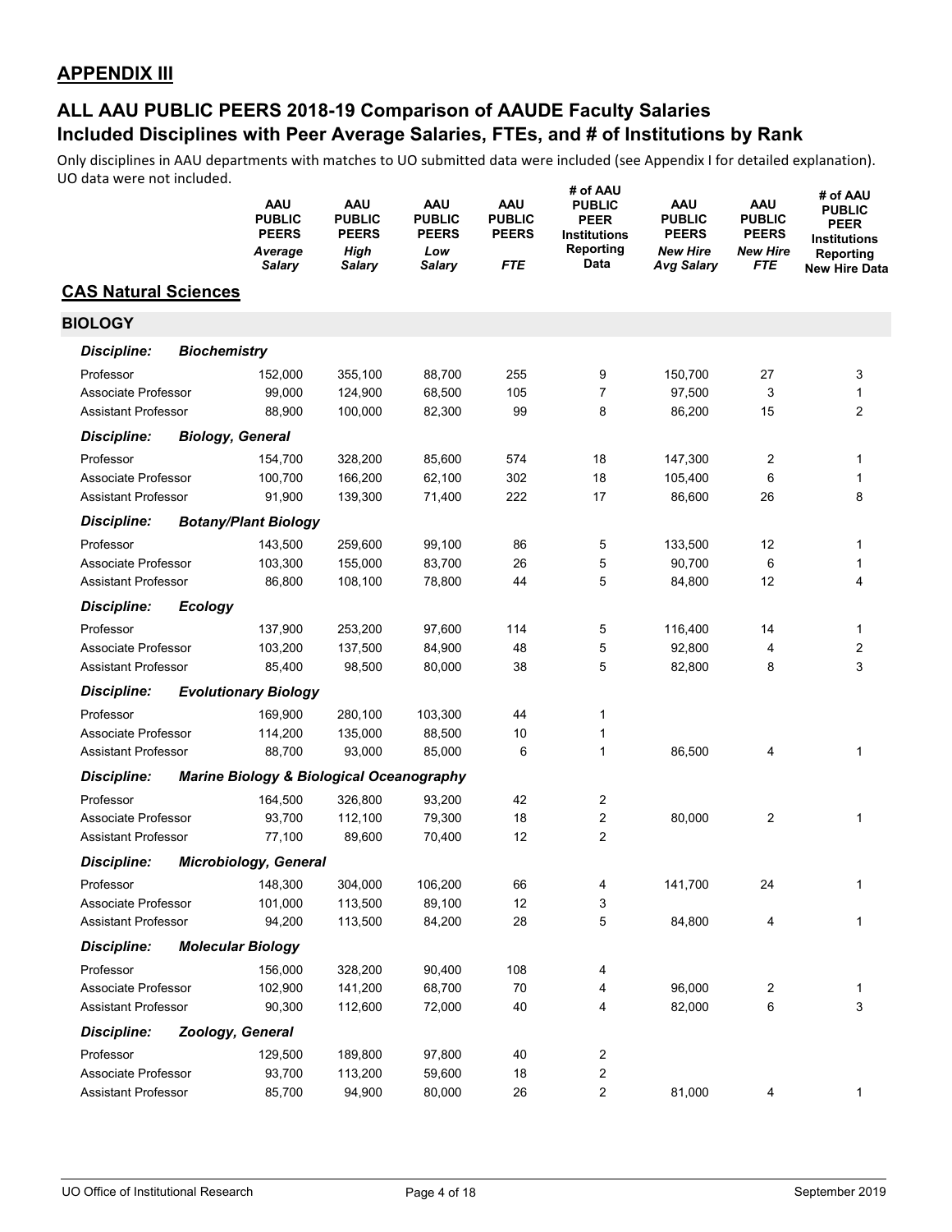## APPENDIX III

## ALL AAU PUBLIC PEERS 2018-19 Comparison of AAUDE Faculty Salaries
## Included Disciplines with Peer Average Salaries, FTEs, and # of Institutions by Rank

Only disciplines in AAU departments with matches to UO submitted data were included (see Appendix I for detailed explanation). UO data were not included.

| | AAU PUBLIC PEERS *Average Salary* | AAU PUBLIC PEERS *High Salary* | AAU PUBLIC PEERS *Low Salary* | AAU PUBLIC PEERS *FTE* | # of AAU PUBLIC PEER Institutions Reporting Data | AAU PUBLIC PEERS *New Hire Avg Salary* | AAU PUBLIC PEERS *New Hire FTE* | # of AAU PUBLIC PEER Institutions Reporting New Hire Data |
|---|---|---|---|---|---|---|---|---|
| **CAS Natural Sciences** | | | | | | | | |
| **BIOLOGY** | | | | | | | | |
| ***Discipline: Biochemistry*** | | | | | | | | |
| Professor | 152,000 | 355,100 | 88,700 | 255 | 9 | 150,700 | 27 | 3 |
| Associate Professor | 99,000 | 124,900 | 68,500 | 105 | 7 | 97,500 | 3 | 1 |
| Assistant Professor | 88,900 | 100,000 | 82,300 | 99 | 8 | 86,200 | 15 | 2 |
| ***Discipline: Biology, General*** | | | | | | | | |
| Professor | 154,700 | 328,200 | 85,600 | 574 | 18 | 147,300 | 2 | 1 |
| Associate Professor | 100,700 | 166,200 | 62,100 | 302 | 18 | 105,400 | 6 | 1 |
| Assistant Professor | 91,900 | 139,300 | 71,400 | 222 | 17 | 86,600 | 26 | 8 |
| ***Discipline: Botany/Plant Biology*** | | | | | | | | |
| Professor | 143,500 | 259,600 | 99,100 | 86 | 5 | 133,500 | 12 | 1 |
| Associate Professor | 103,300 | 155,000 | 83,700 | 26 | 5 | 90,700 | 6 | 1 |
| Assistant Professor | 86,800 | 108,100 | 78,800 | 44 | 5 | 84,800 | 12 | 4 |
| ***Discipline: Ecology*** | | | | | | | | |
| Professor | 137,900 | 253,200 | 97,600 | 114 | 5 | 116,400 | 14 | 1 |
| Associate Professor | 103,200 | 137,500 | 84,900 | 48 | 5 | 92,800 | 4 | 2 |
| Assistant Professor | 85,400 | 98,500 | 80,000 | 38 | 5 | 82,800 | 8 | 3 |
| ***Discipline: Evolutionary Biology*** | | | | | | | | |
| Professor | 169,900 | 280,100 | 103,300 | 44 | 1 | | | |
| Associate Professor | 114,200 | 135,000 | 88,500 | 10 | 1 | | | |
| Assistant Professor | 88,700 | 93,000 | 85,000 | 6 | 1 | 86,500 | 4 | 1 |
| ***Discipline: Marine Biology & Biological Oceanography*** | | | | | | | | |
| Professor | 164,500 | 326,800 | 93,200 | 42 | 2 | | | |
| Associate Professor | 93,700 | 112,100 | 79,300 | 18 | 2 | 80,000 | 2 | 1 |
| Assistant Professor | 77,100 | 89,600 | 70,400 | 12 | 2 | | | |
| ***Discipline: Microbiology, General*** | | | | | | | | |
| Professor | 148,300 | 304,000 | 106,200 | 66 | 4 | 141,700 | 24 | 1 |
| Associate Professor | 101,000 | 113,500 | 89,100 | 12 | 3 | | | |
| Assistant Professor | 94,200 | 113,500 | 84,200 | 28 | 5 | 84,800 | 4 | 1 |
| ***Discipline: Molecular Biology*** | | | | | | | | |
| Professor | 156,000 | 328,200 | 90,400 | 108 | 4 | | | |
| Associate Professor | 102,900 | 141,200 | 68,700 | 70 | 4 | 96,000 | 2 | 1 |
| Assistant Professor | 90,300 | 112,600 | 72,000 | 40 | 4 | 82,000 | 6 | 3 |
| ***Discipline: Zoology, General*** | | | | | | | | |
| Professor | 129,500 | 189,800 | 97,800 | 40 | 2 | | | |
| Associate Professor | 93,700 | 113,200 | 59,600 | 18 | 2 | | | |
| Assistant Professor | 85,700 | 94,900 | 80,000 | 26 | 2 | 81,000 | 4 | 1 |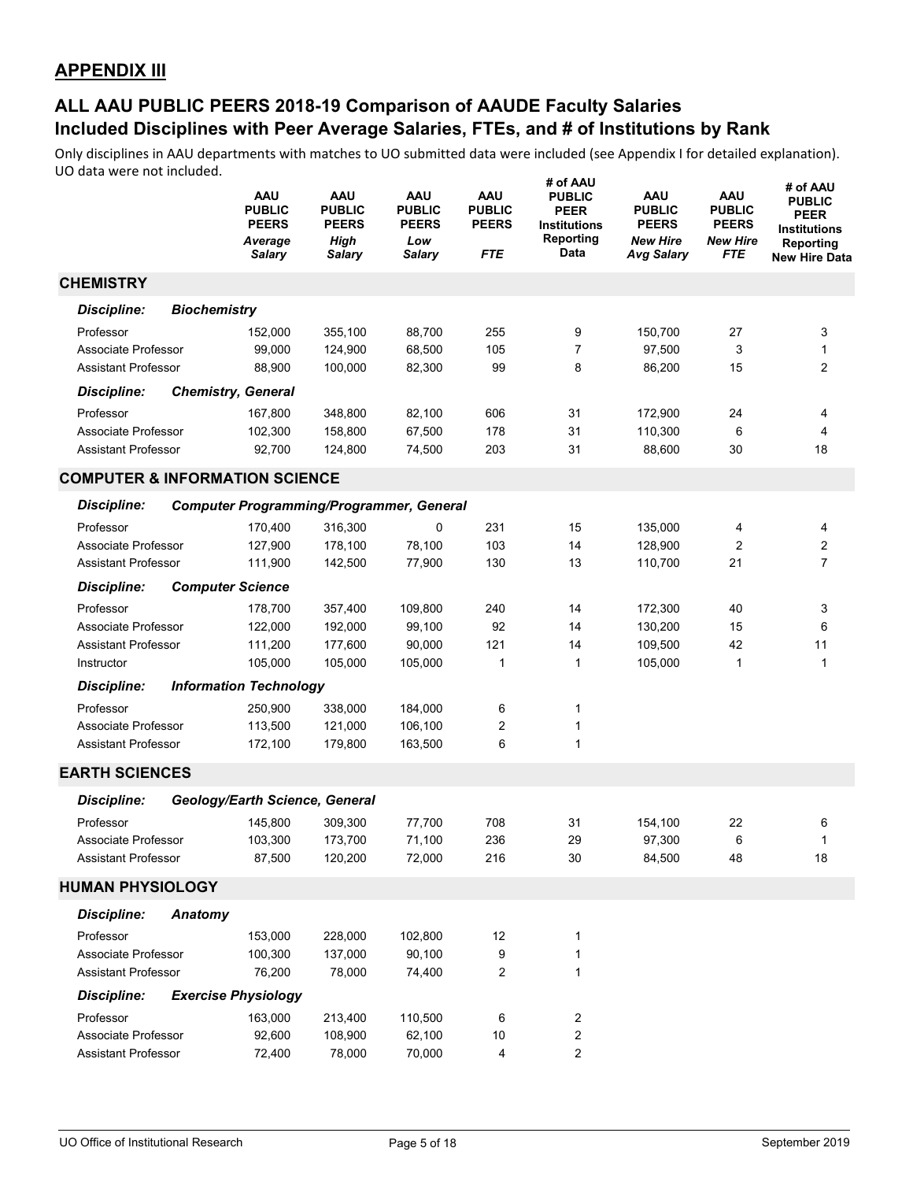## APPENDIX III

## ALL AAU PUBLIC PEERS 2018-19 Comparison of AAUDE Faculty Salaries
## Included Disciplines with Peer Average Salaries, FTEs, and # of Institutions by Rank

Only disciplines in AAU departments with matches to UO submitted data were included (see Appendix I for detailed explanation). UO data were not included.

| | AAU PUBLIC PEERS *Average Salary* | AAU PUBLIC PEERS *High Salary* | AAU PUBLIC PEERS *Low Salary* | AAU PUBLIC PEERS *FTE* | # of AAU PUBLIC PEER Institutions Reporting Data | AAU PUBLIC PEERS *New Hire Avg Salary* | AAU PUBLIC PEERS *New Hire FTE* | # of AAU PUBLIC PEER Institutions Reporting New Hire Data |
|---|---|---|---|---|---|---|---|---|
| **CHEMISTRY** | | | | | | | | |
| ***Discipline: Biochemistry*** | | | | | | | | |
| Professor | 152,000 | 355,100 | 88,700 | 255 | 9 | 150,700 | 27 | 3 |
| Associate Professor | 99,000 | 124,900 | 68,500 | 105 | 7 | 97,500 | 3 | 1 |
| Assistant Professor | 88,900 | 100,000 | 82,300 | 99 | 8 | 86,200 | 15 | 2 |
| ***Discipline: Chemistry, General*** | | | | | | | | |
| Professor | 167,800 | 348,800 | 82,100 | 606 | 31 | 172,900 | 24 | 4 |
| Associate Professor | 102,300 | 158,800 | 67,500 | 178 | 31 | 110,300 | 6 | 4 |
| Assistant Professor | 92,700 | 124,800 | 74,500 | 203 | 31 | 88,600 | 30 | 18 |
| **COMPUTER & INFORMATION SCIENCE** | | | | | | | | |
| ***Discipline: Computer Programming/Programmer, General*** | | | | | | | | |
| Professor | 170,400 | 316,300 | 0 | 231 | 15 | 135,000 | 4 | 4 |
| Associate Professor | 127,900 | 178,100 | 78,100 | 103 | 14 | 128,900 | 2 | 2 |
| Assistant Professor | 111,900 | 142,500 | 77,900 | 130 | 13 | 110,700 | 21 | 7 |
| ***Discipline: Computer Science*** | | | | | | | | |
| Professor | 178,700 | 357,400 | 109,800 | 240 | 14 | 172,300 | 40 | 3 |
| Associate Professor | 122,000 | 192,000 | 99,100 | 92 | 14 | 130,200 | 15 | 6 |
| Assistant Professor | 111,200 | 177,600 | 90,000 | 121 | 14 | 109,500 | 42 | 11 |
| Instructor | 105,000 | 105,000 | 105,000 | 1 | 1 | 105,000 | 1 | 1 |
| ***Discipline: Information Technology*** | | | | | | | | |
| Professor | 250,900 | 338,000 | 184,000 | 6 | 1 | | | |
| Associate Professor | 113,500 | 121,000 | 106,100 | 2 | 1 | | | |
| Assistant Professor | 172,100 | 179,800 | 163,500 | 6 | 1 | | | |
| **EARTH SCIENCES** | | | | | | | | |
| ***Discipline: Geology/Earth Science, General*** | | | | | | | | |
| Professor | 145,800 | 309,300 | 77,700 | 708 | 31 | 154,100 | 22 | 6 |
| Associate Professor | 103,300 | 173,700 | 71,100 | 236 | 29 | 97,300 | 6 | 1 |
| Assistant Professor | 87,500 | 120,200 | 72,000 | 216 | 30 | 84,500 | 48 | 18 |
| **HUMAN PHYSIOLOGY** | | | | | | | | |
| ***Discipline: Anatomy*** | | | | | | | | |
| Professor | 153,000 | 228,000 | 102,800 | 12 | 1 | | | |
| Associate Professor | 100,300 | 137,000 | 90,100 | 9 | 1 | | | |
| Assistant Professor | 76,200 | 78,000 | 74,400 | 2 | 1 | | | |
| ***Discipline: Exercise Physiology*** | | | | | | | | |
| Professor | 163,000 | 213,400 | 110,500 | 6 | 2 | | | |
| Associate Professor | 92,600 | 108,900 | 62,100 | 10 | 2 | | | |
| Assistant Professor | 72,400 | 78,000 | 70,000 | 4 | 2 | | | |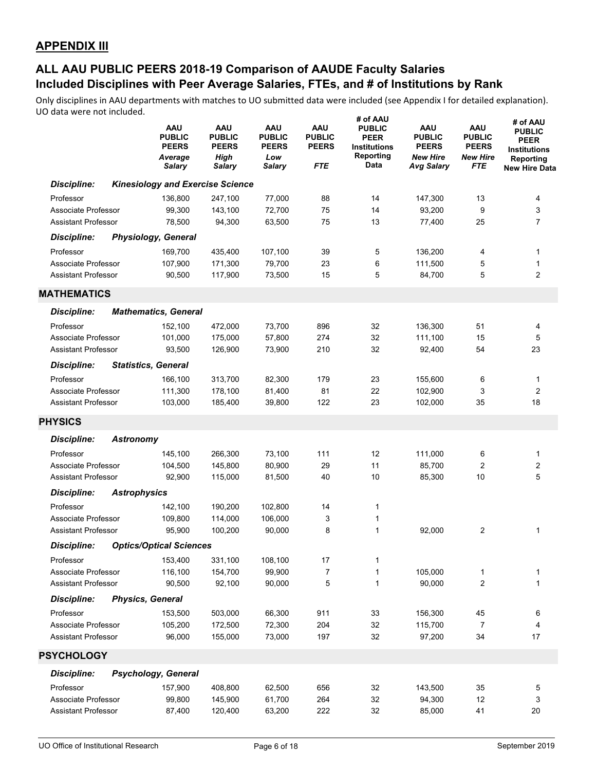## APPENDIX III

## ALL AAU PUBLIC PEERS 2018-19 Comparison of AAUDE Faculty Salaries
## Included Disciplines with Peer Average Salaries, FTEs, and # of Institutions by Rank

Only disciplines in AAU departments with matches to UO submitted data were included (see Appendix I for detailed explanation). UO data were not included.

| | AAU PUBLIC PEERS *Average Salary* | AAU PUBLIC PEERS *High Salary* | AAU PUBLIC PEERS *Low Salary* | AAU PUBLIC PEERS *FTE* | # of AAU PUBLIC PEER Institutions Reporting Data | AAU PUBLIC PEERS *New Hire Avg Salary* | AAU PUBLIC PEERS *New Hire FTE* | # of AAU PUBLIC PEER Institutions Reporting New Hire Data |
|---|---|---|---|---|---|---|---|---|
| ***Discipline: Kinesiology and Exercise Science*** | | | | | | | | |
| Professor | 136,800 | 247,100 | 77,000 | 88 | 14 | 147,300 | 13 | 4 |
| Associate Professor | 99,300 | 143,100 | 72,700 | 75 | 14 | 93,200 | 9 | 3 |
| Assistant Professor | 78,500 | 94,300 | 63,500 | 75 | 13 | 77,400 | 25 | 7 |
| ***Discipline: Physiology, General*** | | | | | | | | |
| Professor | 169,700 | 435,400 | 107,100 | 39 | 5 | 136,200 | 4 | 1 |
| Associate Professor | 107,900 | 171,300 | 79,700 | 23 | 6 | 111,500 | 5 | 1 |
| Assistant Professor | 90,500 | 117,900 | 73,500 | 15 | 5 | 84,700 | 5 | 2 |
| **MATHEMATICS** | | | | | | | | |
| ***Discipline: Mathematics, General*** | | | | | | | | |
| Professor | 152,100 | 472,000 | 73,700 | 896 | 32 | 136,300 | 51 | 4 |
| Associate Professor | 101,000 | 175,000 | 57,800 | 274 | 32 | 111,100 | 15 | 5 |
| Assistant Professor | 93,500 | 126,900 | 73,900 | 210 | 32 | 92,400 | 54 | 23 |
| ***Discipline: Statistics, General*** | | | | | | | | |
| Professor | 166,100 | 313,700 | 82,300 | 179 | 23 | 155,600 | 6 | 1 |
| Associate Professor | 111,300 | 178,100 | 81,400 | 81 | 22 | 102,900 | 3 | 2 |
| Assistant Professor | 103,000 | 185,400 | 39,800 | 122 | 23 | 102,000 | 35 | 18 |
| **PHYSICS** | | | | | | | | |
| ***Discipline: Astronomy*** | | | | | | | | |
| Professor | 145,100 | 266,300 | 73,100 | 111 | 12 | 111,000 | 6 | 1 |
| Associate Professor | 104,500 | 145,800 | 80,900 | 29 | 11 | 85,700 | 2 | 2 |
| Assistant Professor | 92,900 | 115,000 | 81,500 | 40 | 10 | 85,300 | 10 | 5 |
| ***Discipline: Astrophysics*** | | | | | | | | |
| Professor | 142,100 | 190,200 | 102,800 | 14 | 1 | | | |
| Associate Professor | 109,800 | 114,000 | 106,000 | 3 | 1 | | | |
| Assistant Professor | 95,900 | 100,200 | 90,000 | 8 | 1 | 92,000 | 2 | 1 |
| ***Discipline: Optics/Optical Sciences*** | | | | | | | | |
| Professor | 153,400 | 331,100 | 108,100 | 17 | 1 | | | |
| Associate Professor | 116,100 | 154,700 | 99,900 | 7 | 1 | 105,000 | 1 | 1 |
| Assistant Professor | 90,500 | 92,100 | 90,000 | 5 | 1 | 90,000 | 2 | 1 |
| ***Discipline: Physics, General*** | | | | | | | | |
| Professor | 153,500 | 503,000 | 66,300 | 911 | 33 | 156,300 | 45 | 6 |
| Associate Professor | 105,200 | 172,500 | 72,300 | 204 | 32 | 115,700 | 7 | 4 |
| Assistant Professor | 96,000 | 155,000 | 73,000 | 197 | 32 | 97,200 | 34 | 17 |
| **PSYCHOLOGY** | | | | | | | | |
| ***Discipline: Psychology, General*** | | | | | | | | |
| Professor | 157,900 | 408,800 | 62,500 | 656 | 32 | 143,500 | 35 | 5 |
| Associate Professor | 99,800 | 145,900 | 61,700 | 264 | 32 | 94,300 | 12 | 3 |
| Assistant Professor | 87,400 | 120,400 | 63,200 | 222 | 32 | 85,000 | 41 | 20 |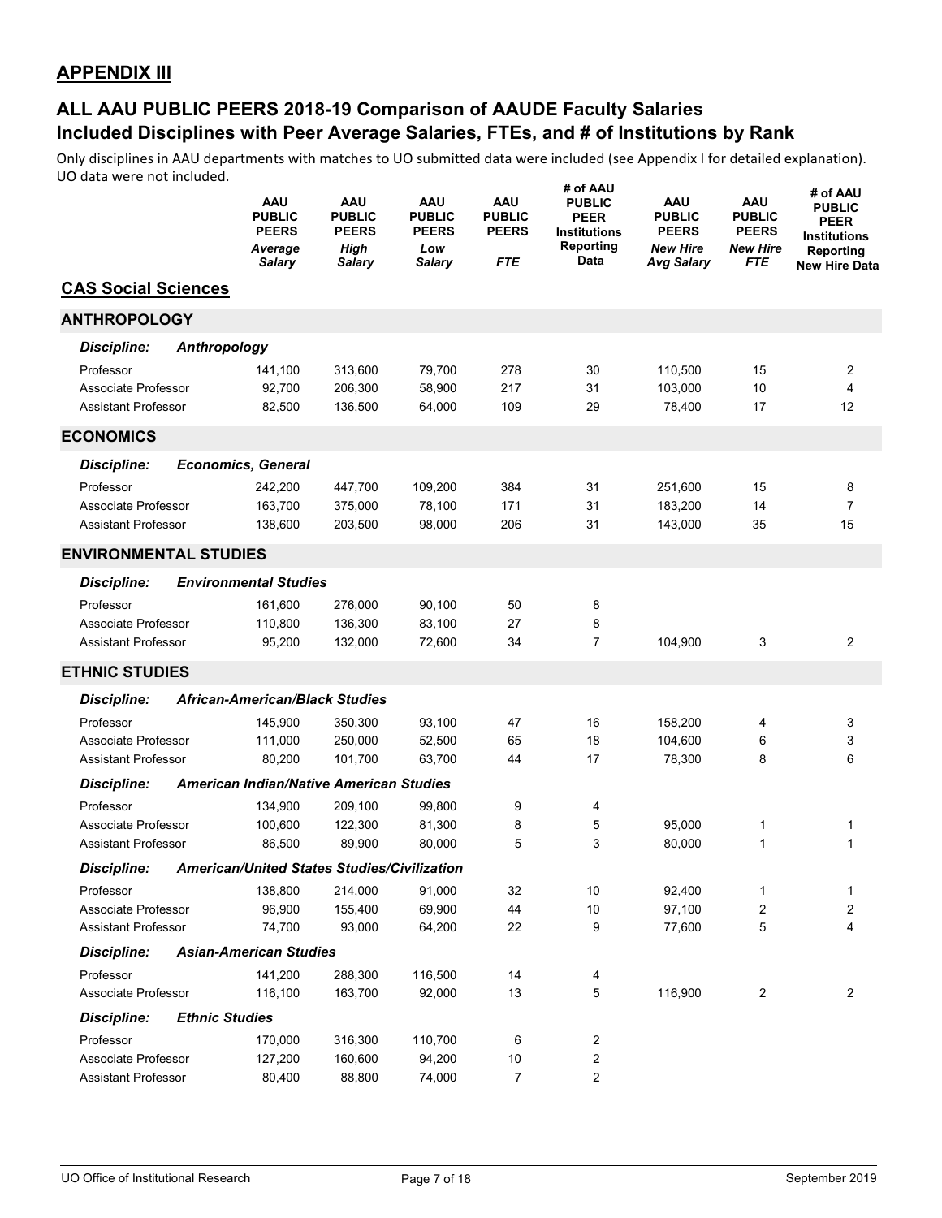## APPENDIX III

## ALL AAU PUBLIC PEERS 2018-19 Comparison of AAUDE Faculty Salaries
## Included Disciplines with Peer Average Salaries, FTEs, and # of Institutions by Rank

Only disciplines in AAU departments with matches to UO submitted data were included (see Appendix I for detailed explanation). UO data were not included.

| | AAU PUBLIC PEERS *Average Salary* | AAU PUBLIC PEERS *High Salary* | AAU PUBLIC PEERS *Low Salary* | AAU PUBLIC PEERS *FTE* | # of AAU PUBLIC PEER Institutions Reporting Data | AAU PUBLIC PEERS *New Hire Avg Salary* | AAU PUBLIC PEERS *New Hire FTE* | # of AAU PUBLIC PEER Institutions Reporting New Hire Data |
|---|---|---|---|---|---|---|---|---|
| **CAS Social Sciences** | | | | | | | | |
| **ANTHROPOLOGY** | | | | | | | | |
| ***Discipline: Anthropology*** | | | | | | | | |
| Professor | 141,100 | 313,600 | 79,700 | 278 | 30 | 110,500 | 15 | 2 |
| Associate Professor | 92,700 | 206,300 | 58,900 | 217 | 31 | 103,000 | 10 | 4 |
| Assistant Professor | 82,500 | 136,500 | 64,000 | 109 | 29 | 78,400 | 17 | 12 |
| **ECONOMICS** | | | | | | | | |
| ***Discipline: Economics, General*** | | | | | | | | |
| Professor | 242,200 | 447,700 | 109,200 | 384 | 31 | 251,600 | 15 | 8 |
| Associate Professor | 163,700 | 375,000 | 78,100 | 171 | 31 | 183,200 | 14 | 7 |
| Assistant Professor | 138,600 | 203,500 | 98,000 | 206 | 31 | 143,000 | 35 | 15 |
| **ENVIRONMENTAL STUDIES** | | | | | | | | |
| ***Discipline: Environmental Studies*** | | | | | | | | |
| Professor | 161,600 | 276,000 | 90,100 | 50 | 8 | | | |
| Associate Professor | 110,800 | 136,300 | 83,100 | 27 | 8 | | | |
| Assistant Professor | 95,200 | 132,000 | 72,600 | 34 | 7 | 104,900 | 3 | 2 |
| **ETHNIC STUDIES** | | | | | | | | |
| ***Discipline: African-American/Black Studies*** | | | | | | | | |
| Professor | 145,900 | 350,300 | 93,100 | 47 | 16 | 158,200 | 4 | 3 |
| Associate Professor | 111,000 | 250,000 | 52,500 | 65 | 18 | 104,600 | 6 | 3 |
| Assistant Professor | 80,200 | 101,700 | 63,700 | 44 | 17 | 78,300 | 8 | 6 |
| ***Discipline: American Indian/Native American Studies*** | | | | | | | | |
| Professor | 134,900 | 209,100 | 99,800 | 9 | 4 | | | |
| Associate Professor | 100,600 | 122,300 | 81,300 | 8 | 5 | 95,000 | 1 | 1 |
| Assistant Professor | 86,500 | 89,900 | 80,000 | 5 | 3 | 80,000 | 1 | 1 |
| ***Discipline: American/United States Studies/Civilization*** | | | | | | | | |
| Professor | 138,800 | 214,000 | 91,000 | 32 | 10 | 92,400 | 1 | 1 |
| Associate Professor | 96,900 | 155,400 | 69,900 | 44 | 10 | 97,100 | 2 | 2 |
| Assistant Professor | 74,700 | 93,000 | 64,200 | 22 | 9 | 77,600 | 5 | 4 |
| ***Discipline: Asian-American Studies*** | | | | | | | | |
| Professor | 141,200 | 288,300 | 116,500 | 14 | 4 | | | |
| Associate Professor | 116,100 | 163,700 | 92,000 | 13 | 5 | 116,900 | 2 | 2 |
| ***Discipline: Ethnic Studies*** | | | | | | | | |
| Professor | 170,000 | 316,300 | 110,700 | 6 | 2 | | | |
| Associate Professor | 127,200 | 160,600 | 94,200 | 10 | 2 | | | |
| Assistant Professor | 80,400 | 88,800 | 74,000 | 7 | 2 | | | |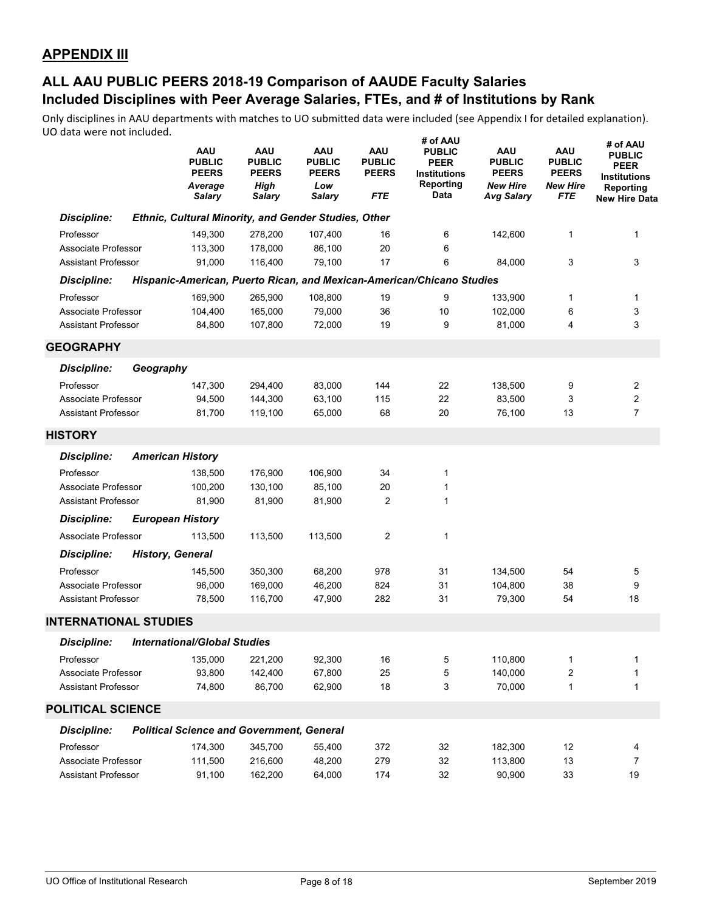## APPENDIX III

## ALL AAU PUBLIC PEERS 2018-19 Comparison of AAUDE Faculty Salaries
## Included Disciplines with Peer Average Salaries, FTEs, and # of Institutions by Rank

Only disciplines in AAU departments with matches to UO submitted data were included (see Appendix I for detailed explanation). UO data were not included.

| | AAU PUBLIC PEERS *Average Salary* | AAU PUBLIC PEERS *High Salary* | AAU PUBLIC PEERS *Low Salary* | AAU PUBLIC PEERS *FTE* | # of AAU PUBLIC PEER Institutions Reporting Data | AAU PUBLIC PEERS *New Hire Avg Salary* | AAU PUBLIC PEERS *New Hire FTE* | # of AAU PUBLIC PEER Institutions Reporting New Hire Data |
|---|---|---|---|---|---|---|---|---|
| ***Discipline: Ethnic, Cultural Minority, and Gender Studies, Other*** | | | | | | | | |
| Professor | 149,300 | 278,200 | 107,400 | 16 | 6 | 142,600 | 1 | 1 |
| Associate Professor | 113,300 | 178,000 | 86,100 | 20 | 6 | | | |
| Assistant Professor | 91,000 | 116,400 | 79,100 | 17 | 6 | 84,000 | 3 | 3 |
| ***Discipline: Hispanic-American, Puerto Rican, and Mexican-American/Chicano Studies*** | | | | | | | | |
| Professor | 169,900 | 265,900 | 108,800 | 19 | 9 | 133,900 | 1 | 1 |
| Associate Professor | 104,400 | 165,000 | 79,000 | 36 | 10 | 102,000 | 6 | 3 |
| Assistant Professor | 84,800 | 107,800 | 72,000 | 19 | 9 | 81,000 | 4 | 3 |
| **GEOGRAPHY** | | | | | | | | |
| ***Discipline: Geography*** | | | | | | | | |
| Professor | 147,300 | 294,400 | 83,000 | 144 | 22 | 138,500 | 9 | 2 |
| Associate Professor | 94,500 | 144,300 | 63,100 | 115 | 22 | 83,500 | 3 | 2 |
| Assistant Professor | 81,700 | 119,100 | 65,000 | 68 | 20 | 76,100 | 13 | 7 |
| **HISTORY** | | | | | | | | |
| ***Discipline: American History*** | | | | | | | | |
| Professor | 138,500 | 176,900 | 106,900 | 34 | 1 | | | |
| Associate Professor | 100,200 | 130,100 | 85,100 | 20 | 1 | | | |
| Assistant Professor | 81,900 | 81,900 | 81,900 | 2 | 1 | | | |
| ***Discipline: European History*** | | | | | | | | |
| Associate Professor | 113,500 | 113,500 | 113,500 | 2 | 1 | | | |
| ***Discipline: History, General*** | | | | | | | | |
| Professor | 145,500 | 350,300 | 68,200 | 978 | 31 | 134,500 | 54 | 5 |
| Associate Professor | 96,000 | 169,000 | 46,200 | 824 | 31 | 104,800 | 38 | 9 |
| Assistant Professor | 78,500 | 116,700 | 47,900 | 282 | 31 | 79,300 | 54 | 18 |
| **INTERNATIONAL STUDIES** | | | | | | | | |
| ***Discipline: International/Global Studies*** | | | | | | | | |
| Professor | 135,000 | 221,200 | 92,300 | 16 | 5 | 110,800 | 1 | 1 |
| Associate Professor | 93,800 | 142,400 | 67,800 | 25 | 5 | 140,000 | 2 | 1 |
| Assistant Professor | 74,800 | 86,700 | 62,900 | 18 | 3 | 70,000 | 1 | 1 |
| **POLITICAL SCIENCE** | | | | | | | | |
| ***Discipline: Political Science and Government, General*** | | | | | | | | |
| Professor | 174,300 | 345,700 | 55,400 | 372 | 32 | 182,300 | 12 | 4 |
| Associate Professor | 111,500 | 216,600 | 48,200 | 279 | 32 | 113,800 | 13 | 7 |
| Assistant Professor | 91,100 | 162,200 | 64,000 | 174 | 32 | 90,900 | 33 | 19 |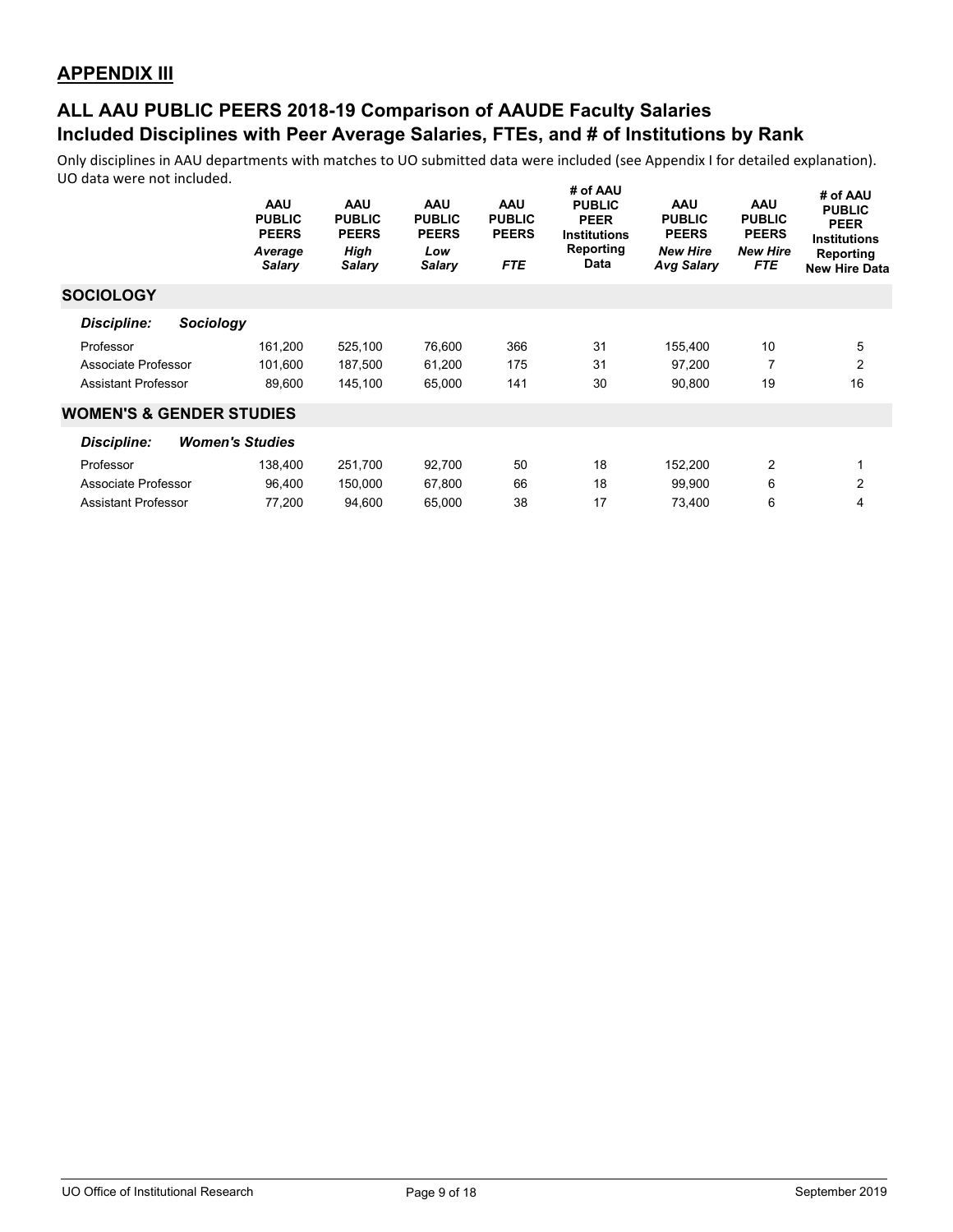## APPENDIX III

## ALL AAU PUBLIC PEERS 2018-19 Comparison of AAUDE Faculty Salaries Included Disciplines with Peer Average Salaries, FTEs, and # of Institutions by Rank

Only disciplines in AAU departments with matches to UO submitted data were included (see Appendix I for detailed explanation). UO data were not included.

| | AAU PUBLIC PEERS *Average Salary* | AAU PUBLIC PEERS *High Salary* | AAU PUBLIC PEERS *Low Salary* | AAU PUBLIC PEERS *FTE* | # of AAU PUBLIC PEER Institutions Reporting Data | AAU PUBLIC PEERS *New Hire Avg Salary* | AAU PUBLIC PEERS *New Hire FTE* | # of AAU PUBLIC PEER Institutions Reporting New Hire Data |
|---|---|---|---|---|---|---|---|---|
| **SOCIOLOGY** | | | | | | | | |
| ***Discipline: Sociology*** | | | | | | | | |
| Professor | 161,200 | 525,100 | 76,600 | 366 | 31 | 155,400 | 10 | 5 |
| Associate Professor | 101,600 | 187,500 | 61,200 | 175 | 31 | 97,200 | 7 | 2 |
| Assistant Professor | 89,600 | 145,100 | 65,000 | 141 | 30 | 90,800 | 19 | 16 |
| **WOMEN'S & GENDER STUDIES** | | | | | | | | |
| ***Discipline: Women's Studies*** | | | | | | | | |
| Professor | 138,400 | 251,700 | 92,700 | 50 | 18 | 152,200 | 2 | 1 |
| Associate Professor | 96,400 | 150,000 | 67,800 | 66 | 18 | 99,900 | 6 | 2 |
| Assistant Professor | 77,200 | 94,600 | 65,000 | 38 | 17 | 73,400 | 6 | 4 |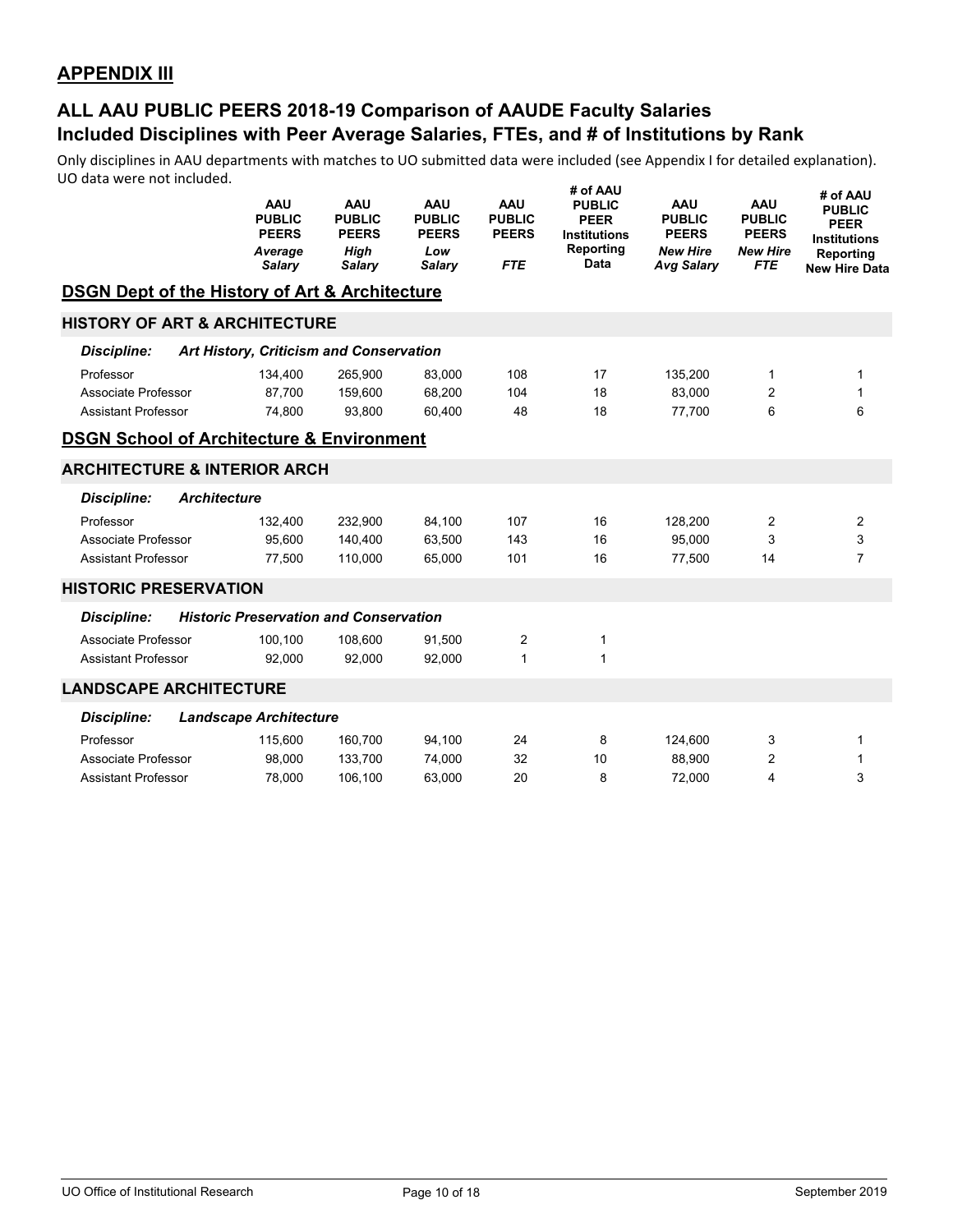## APPENDIX III

## ALL AAU PUBLIC PEERS 2018-19 Comparison of AAUDE Faculty Salaries
## Included Disciplines with Peer Average Salaries, FTEs, and # of Institutions by Rank

Only disciplines in AAU departments with matches to UO submitted data were included (see Appendix I for detailed explanation). UO data were not included.

| | AAU PUBLIC PEERS *Average Salary* | AAU PUBLIC PEERS *High Salary* | AAU PUBLIC PEERS *Low Salary* | AAU PUBLIC PEERS *FTE* | # of AAU PUBLIC PEER Institutions Reporting Data | AAU PUBLIC PEERS *New Hire Avg Salary* | AAU PUBLIC PEERS *New Hire FTE* | # of AAU PUBLIC PEER Institutions Reporting New Hire Data |
|---|---|---|---|---|---|---|---|---|
| **DSGN Dept of the History of Art & Architecture** | | | | | | | | |
| **HISTORY OF ART & ARCHITECTURE** | | | | | | | | |
| ***Discipline: Art History, Criticism and Conservation*** | | | | | | | | |
| Professor | 134,400 | 265,900 | 83,000 | 108 | 17 | 135,200 | 1 | 1 |
| Associate Professor | 87,700 | 159,600 | 68,200 | 104 | 18 | 83,000 | 2 | 1 |
| Assistant Professor | 74,800 | 93,800 | 60,400 | 48 | 18 | 77,700 | 6 | 6 |
| **DSGN School of Architecture & Environment** | | | | | | | | |
| **ARCHITECTURE & INTERIOR ARCH** | | | | | | | | |
| ***Discipline: Architecture*** | | | | | | | | |
| Professor | 132,400 | 232,900 | 84,100 | 107 | 16 | 128,200 | 2 | 2 |
| Associate Professor | 95,600 | 140,400 | 63,500 | 143 | 16 | 95,000 | 3 | 3 |
| Assistant Professor | 77,500 | 110,000 | 65,000 | 101 | 16 | 77,500 | 14 | 7 |
| **HISTORIC PRESERVATION** | | | | | | | | |
| ***Discipline: Historic Preservation and Conservation*** | | | | | | | | |
| Associate Professor | 100,100 | 108,600 | 91,500 | 2 | 1 | | | |
| Assistant Professor | 92,000 | 92,000 | 92,000 | 1 | 1 | | | |
| **LANDSCAPE ARCHITECTURE** | | | | | | | | |
| ***Discipline: Landscape Architecture*** | | | | | | | | |
| Professor | 115,600 | 160,700 | 94,100 | 24 | 8 | 124,600 | 3 | 1 |
| Associate Professor | 98,000 | 133,700 | 74,000 | 32 | 10 | 88,900 | 2 | 1 |
| Assistant Professor | 78,000 | 106,100 | 63,000 | 20 | 8 | 72,000 | 4 | 3 |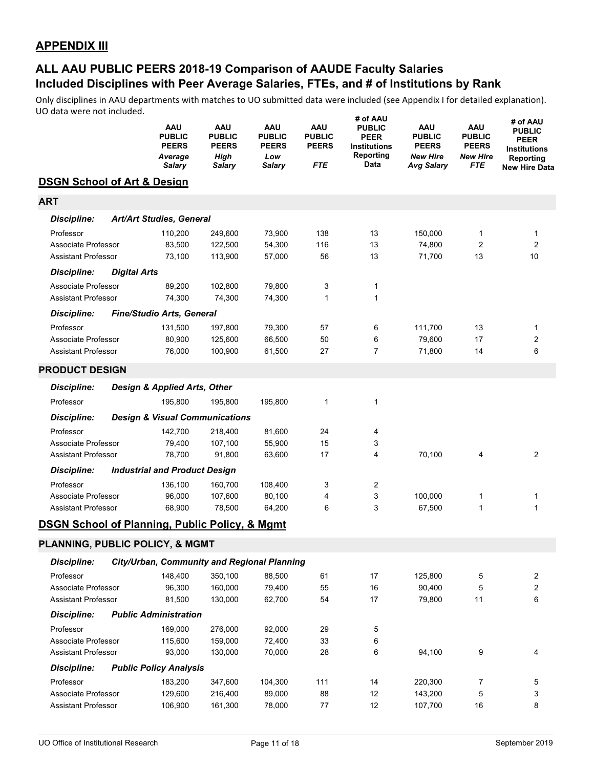## APPENDIX III

## ALL AAU PUBLIC PEERS 2018-19 Comparison of AAUDE Faculty Salaries
## Included Disciplines with Peer Average Salaries, FTEs, and # of Institutions by Rank

Only disciplines in AAU departments with matches to UO submitted data were included (see Appendix I for detailed explanation). UO data were not included.

| | AAU PUBLIC PEERS *Average Salary* | AAU PUBLIC PEERS *High Salary* | AAU PUBLIC PEERS *Low Salary* | AAU PUBLIC PEERS *FTE* | # of AAU PUBLIC PEER Institutions Reporting Data | AAU PUBLIC PEERS *New Hire Avg Salary* | AAU PUBLIC PEERS *New Hire FTE* | # of AAU PUBLIC PEER Institutions Reporting New Hire Data |
|---|---|---|---|---|---|---|---|---|
| **DSGN School of Art & Design** | | | | | | | | |
| **ART** | | | | | | | | |
| ***Discipline: Art/Art Studies, General*** | | | | | | | | |
| Professor | 110,200 | 249,600 | 73,900 | 138 | 13 | 150,000 | 1 | 1 |
| Associate Professor | 83,500 | 122,500 | 54,300 | 116 | 13 | 74,800 | 2 | 2 |
| Assistant Professor | 73,100 | 113,900 | 57,000 | 56 | 13 | 71,700 | 13 | 10 |
| ***Discipline: Digital Arts*** | | | | | | | | |
| Associate Professor | 89,200 | 102,800 | 79,800 | 3 | 1 | | | |
| Assistant Professor | 74,300 | 74,300 | 74,300 | 1 | 1 | | | |
| ***Discipline: Fine/Studio Arts, General*** | | | | | | | | |
| Professor | 131,500 | 197,800 | 79,300 | 57 | 6 | 111,700 | 13 | 1 |
| Associate Professor | 80,900 | 125,600 | 66,500 | 50 | 6 | 79,600 | 17 | 2 |
| Assistant Professor | 76,000 | 100,900 | 61,500 | 27 | 7 | 71,800 | 14 | 6 |
| **PRODUCT DESIGN** | | | | | | | | |
| ***Discipline: Design & Applied Arts, Other*** | | | | | | | | |
| Professor | 195,800 | 195,800 | 195,800 | 1 | 1 | | | |
| ***Discipline: Design & Visual Communications*** | | | | | | | | |
| Professor | 142,700 | 218,400 | 81,600 | 24 | 4 | | | |
| Associate Professor | 79,400 | 107,100 | 55,900 | 15 | 3 | | | |
| Assistant Professor | 78,700 | 91,800 | 63,600 | 17 | 4 | 70,100 | 4 | 2 |
| ***Discipline: Industrial and Product Design*** | | | | | | | | |
| Professor | 136,100 | 160,700 | 108,400 | 3 | 2 | | | |
| Associate Professor | 96,000 | 107,600 | 80,100 | 4 | 3 | 100,000 | 1 | 1 |
| Assistant Professor | 68,900 | 78,500 | 64,200 | 6 | 3 | 67,500 | 1 | 1 |
| **DSGN School of Planning, Public Policy, & Mgmt** | | | | | | | | |
| **PLANNING, PUBLIC POLICY, & MGMT** | | | | | | | | |
| ***Discipline: City/Urban, Community and Regional Planning*** | | | | | | | | |
| Professor | 148,400 | 350,100 | 88,500 | 61 | 17 | 125,800 | 5 | 2 |
| Associate Professor | 96,300 | 160,000 | 79,400 | 55 | 16 | 90,400 | 5 | 2 |
| Assistant Professor | 81,500 | 130,000 | 62,700 | 54 | 17 | 79,800 | 11 | 6 |
| ***Discipline: Public Administration*** | | | | | | | | |
| Professor | 169,000 | 276,000 | 92,000 | 29 | 5 | | | |
| Associate Professor | 115,600 | 159,000 | 72,400 | 33 | 6 | | | |
| Assistant Professor | 93,000 | 130,000 | 70,000 | 28 | 6 | 94,100 | 9 | 4 |
| ***Discipline: Public Policy Analysis*** | | | | | | | | |
| Professor | 183,200 | 347,600 | 104,300 | 111 | 14 | 220,300 | 7 | 5 |
| Associate Professor | 129,600 | 216,400 | 89,000 | 88 | 12 | 143,200 | 5 | 3 |
| Assistant Professor | 106,900 | 161,300 | 78,000 | 77 | 12 | 107,700 | 16 | 8 |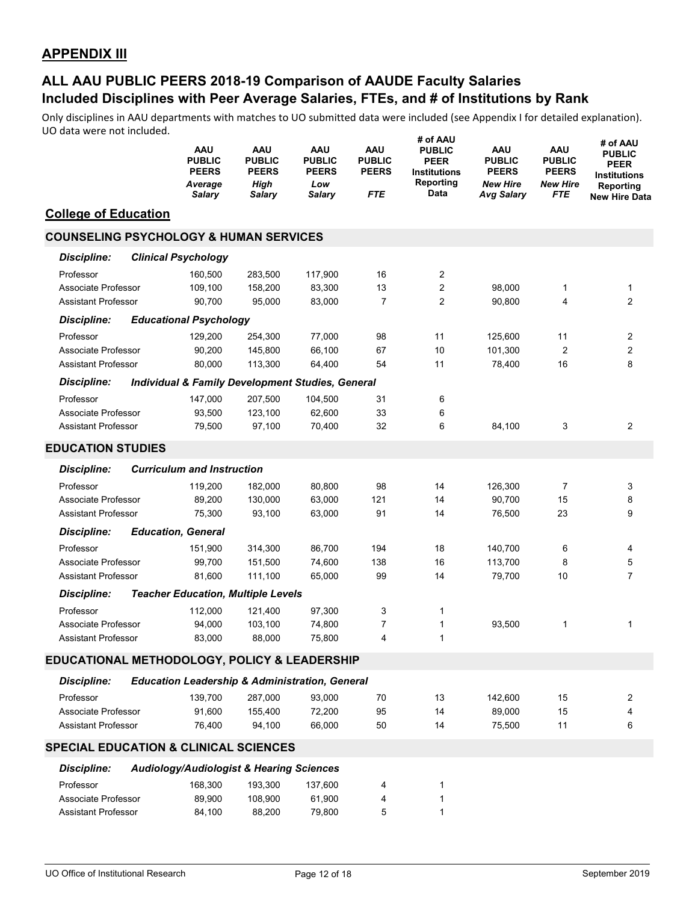## APPENDIX III

## ALL AAU PUBLIC PEERS 2018-19 Comparison of AAUDE Faculty Salaries
## Included Disciplines with Peer Average Salaries, FTEs, and # of Institutions by Rank

Only disciplines in AAU departments with matches to UO submitted data were included (see Appendix I for detailed explanation). UO data were not included.

| | AAU PUBLIC PEERS *Average Salary* | AAU PUBLIC PEERS *High Salary* | AAU PUBLIC PEERS *Low Salary* | AAU PUBLIC PEERS *FTE* | # of AAU PUBLIC PEER Institutions Reporting Data | AAU PUBLIC PEERS *New Hire Avg Salary* | AAU PUBLIC PEERS *New Hire FTE* | # of AAU PUBLIC PEER Institutions Reporting New Hire Data |
|---|---|---|---|---|---|---|---|---|
| **College of Education** | | | | | | | | |
| **COUNSELING PSYCHOLOGY & HUMAN SERVICES** | | | | | | | | |
| ***Discipline: Clinical Psychology*** | | | | | | | | |
| Professor | 160,500 | 283,500 | 117,900 | 16 | 2 | | | |
| Associate Professor | 109,100 | 158,200 | 83,300 | 13 | 2 | 98,000 | 1 | 1 |
| Assistant Professor | 90,700 | 95,000 | 83,000 | 7 | 2 | 90,800 | 4 | 2 |
| ***Discipline: Educational Psychology*** | | | | | | | | |
| Professor | 129,200 | 254,300 | 77,000 | 98 | 11 | 125,600 | 11 | 2 |
| Associate Professor | 90,200 | 145,800 | 66,100 | 67 | 10 | 101,300 | 2 | 2 |
| Assistant Professor | 80,000 | 113,300 | 64,400 | 54 | 11 | 78,400 | 16 | 8 |
| ***Discipline: Individual & Family Development Studies, General*** | | | | | | | | |
| Professor | 147,000 | 207,500 | 104,500 | 31 | 6 | | | |
| Associate Professor | 93,500 | 123,100 | 62,600 | 33 | 6 | | | |
| Assistant Professor | 79,500 | 97,100 | 70,400 | 32 | 6 | 84,100 | 3 | 2 |
| **EDUCATION STUDIES** | | | | | | | | |
| ***Discipline: Curriculum and Instruction*** | | | | | | | | |
| Professor | 119,200 | 182,000 | 80,800 | 98 | 14 | 126,300 | 7 | 3 |
| Associate Professor | 89,200 | 130,000 | 63,000 | 121 | 14 | 90,700 | 15 | 8 |
| Assistant Professor | 75,300 | 93,100 | 63,000 | 91 | 14 | 76,500 | 23 | 9 |
| ***Discipline: Education, General*** | | | | | | | | |
| Professor | 151,900 | 314,300 | 86,700 | 194 | 18 | 140,700 | 6 | 4 |
| Associate Professor | 99,700 | 151,500 | 74,600 | 138 | 16 | 113,700 | 8 | 5 |
| Assistant Professor | 81,600 | 111,100 | 65,000 | 99 | 14 | 79,700 | 10 | 7 |
| ***Discipline: Teacher Education, Multiple Levels*** | | | | | | | | |
| Professor | 112,000 | 121,400 | 97,300 | 3 | 1 | | | |
| Associate Professor | 94,000 | 103,100 | 74,800 | 7 | 1 | 93,500 | 1 | 1 |
| Assistant Professor | 83,000 | 88,000 | 75,800 | 4 | 1 | | | |
| **EDUCATIONAL METHODOLOGY, POLICY & LEADERSHIP** | | | | | | | | |
| ***Discipline: Education Leadership & Administration, General*** | | | | | | | | |
| Professor | 139,700 | 287,000 | 93,000 | 70 | 13 | 142,600 | 15 | 2 |
| Associate Professor | 91,600 | 155,400 | 72,200 | 95 | 14 | 89,000 | 15 | 4 |
| Assistant Professor | 76,400 | 94,100 | 66,000 | 50 | 14 | 75,500 | 11 | 6 |
| **SPECIAL EDUCATION & CLINICAL SCIENCES** | | | | | | | | |
| ***Discipline: Audiology/Audiologist & Hearing Sciences*** | | | | | | | | |
| Professor | 168,300 | 193,300 | 137,600 | 4 | 1 | | | |
| Associate Professor | 89,900 | 108,900 | 61,900 | 4 | 1 | | | |
| Assistant Professor | 84,100 | 88,200 | 79,800 | 5 | 1 | | | |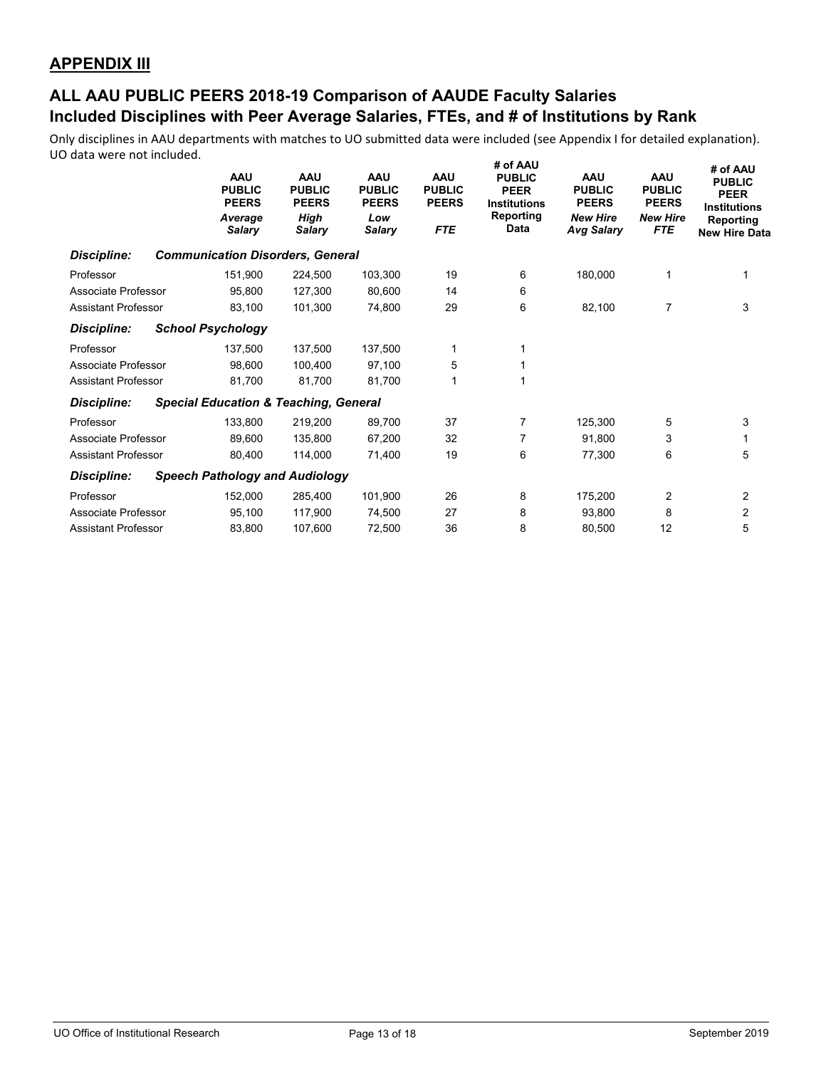## APPENDIX III

## ALL AAU PUBLIC PEERS 2018-19 Comparison of AAUDE Faculty Salaries
## Included Disciplines with Peer Average Salaries, FTEs, and # of Institutions by Rank

Only disciplines in AAU departments with matches to UO submitted data were included (see Appendix I for detailed explanation). UO data were not included.

| | AAU PUBLIC PEERS *Average Salary* | AAU PUBLIC PEERS *High Salary* | AAU PUBLIC PEERS *Low Salary* | AAU PUBLIC PEERS *FTE* | # of AAU PUBLIC PEER Institutions Reporting Data | AAU PUBLIC PEERS *New Hire Avg Salary* | AAU PUBLIC PEERS *New Hire FTE* | # of AAU PUBLIC PEER Institutions Reporting New Hire Data |
|---|---|---|---|---|---|---|---|---|
| ***Discipline: Communication Disorders, General*** | | | | | | | | |
| Professor | 151,900 | 224,500 | 103,300 | 19 | 6 | 180,000 | 1 | 1 |
| Associate Professor | 95,800 | 127,300 | 80,600 | 14 | 6 | | | |
| Assistant Professor | 83,100 | 101,300 | 74,800 | 29 | 6 | 82,100 | 7 | 3 |
| ***Discipline: School Psychology*** | | | | | | | | |
| Professor | 137,500 | 137,500 | 137,500 | 1 | 1 | | | |
| Associate Professor | 98,600 | 100,400 | 97,100 | 5 | 1 | | | |
| Assistant Professor | 81,700 | 81,700 | 81,700 | 1 | 1 | | | |
| ***Discipline: Special Education & Teaching, General*** | | | | | | | | |
| Professor | 133,800 | 219,200 | 89,700 | 37 | 7 | 125,300 | 5 | 3 |
| Associate Professor | 89,600 | 135,800 | 67,200 | 32 | 7 | 91,800 | 3 | 1 |
| Assistant Professor | 80,400 | 114,000 | 71,400 | 19 | 6 | 77,300 | 6 | 5 |
| ***Discipline: Speech Pathology and Audiology*** | | | | | | | | |
| Professor | 152,000 | 285,400 | 101,900 | 26 | 8 | 175,200 | 2 | 2 |
| Associate Professor | 95,100 | 117,900 | 74,500 | 27 | 8 | 93,800 | 8 | 2 |
| Assistant Professor | 83,800 | 107,600 | 72,500 | 36 | 8 | 80,500 | 12 | 5 |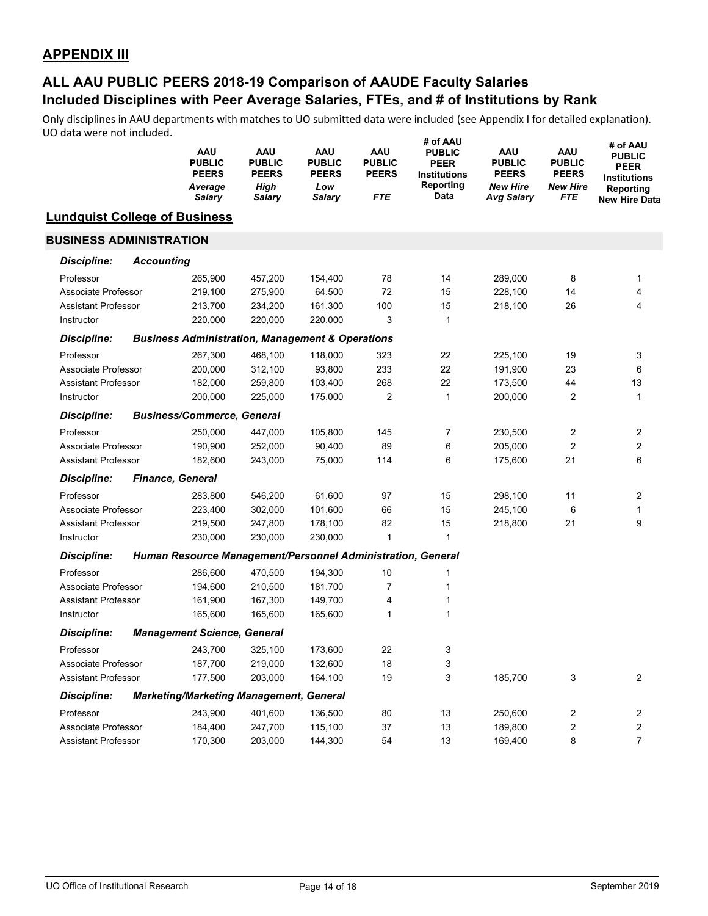## APPENDIX III

## ALL AAU PUBLIC PEERS 2018-19 Comparison of AAUDE Faculty Salaries
## Included Disciplines with Peer Average Salaries, FTEs, and # of Institutions by Rank

Only disciplines in AAU departments with matches to UO submitted data were included (see Appendix I for detailed explanation). UO data were not included.

### Lundquist College of Business

| | AAU PUBLIC PEERS *Average Salary* | AAU PUBLIC PEERS *High Salary* | AAU PUBLIC PEERS *Low Salary* | AAU PUBLIC PEERS *FTE* | # of AAU PUBLIC PEER Institutions Reporting Data | AAU PUBLIC PEERS *New Hire Avg Salary* | AAU PUBLIC PEERS *New Hire FTE* | # of AAU PUBLIC PEER Institutions Reporting New Hire Data |
|---|---|---|---|---|---|---|---|---|
| **BUSINESS ADMINISTRATION** | | | | | | | | |
| ***Discipline: Accounting*** | | | | | | | | |
| Professor | 265,900 | 457,200 | 154,400 | 78 | 14 | 289,000 | 8 | 1 |
| Associate Professor | 219,100 | 275,900 | 64,500 | 72 | 15 | 228,100 | 14 | 4 |
| Assistant Professor | 213,700 | 234,200 | 161,300 | 100 | 15 | 218,100 | 26 | 4 |
| Instructor | 220,000 | 220,000 | 220,000 | 3 | 1 | | | |
| ***Discipline: Business Administration, Management & Operations*** | | | | | | | | |
| Professor | 267,300 | 468,100 | 118,000 | 323 | 22 | 225,100 | 19 | 3 |
| Associate Professor | 200,000 | 312,100 | 93,800 | 233 | 22 | 191,900 | 23 | 6 |
| Assistant Professor | 182,000 | 259,800 | 103,400 | 268 | 22 | 173,500 | 44 | 13 |
| Instructor | 200,000 | 225,000 | 175,000 | 2 | 1 | 200,000 | 2 | 1 |
| ***Discipline: Business/Commerce, General*** | | | | | | | | |
| Professor | 250,000 | 447,000 | 105,800 | 145 | 7 | 230,500 | 2 | 2 |
| Associate Professor | 190,900 | 252,000 | 90,400 | 89 | 6 | 205,000 | 2 | 2 |
| Assistant Professor | 182,600 | 243,000 | 75,000 | 114 | 6 | 175,600 | 21 | 6 |
| ***Discipline: Finance, General*** | | | | | | | | |
| Professor | 283,800 | 546,200 | 61,600 | 97 | 15 | 298,100 | 11 | 2 |
| Associate Professor | 223,400 | 302,000 | 101,600 | 66 | 15 | 245,100 | 6 | 1 |
| Assistant Professor | 219,500 | 247,800 | 178,100 | 82 | 15 | 218,800 | 21 | 9 |
| Instructor | 230,000 | 230,000 | 230,000 | 1 | 1 | | | |
| ***Discipline: Human Resource Management/Personnel Administration, General*** | | | | | | | | |
| Professor | 286,600 | 470,500 | 194,300 | 10 | 1 | | | |
| Associate Professor | 194,600 | 210,500 | 181,700 | 7 | 1 | | | |
| Assistant Professor | 161,900 | 167,300 | 149,700 | 4 | 1 | | | |
| Instructor | 165,600 | 165,600 | 165,600 | 1 | 1 | | | |
| ***Discipline: Management Science, General*** | | | | | | | | |
| Professor | 243,700 | 325,100 | 173,600 | 22 | 3 | | | |
| Associate Professor | 187,700 | 219,000 | 132,600 | 18 | 3 | | | |
| Assistant Professor | 177,500 | 203,000 | 164,100 | 19 | 3 | 185,700 | 3 | 2 |
| ***Discipline: Marketing/Marketing Management, General*** | | | | | | | | |
| Professor | 243,900 | 401,600 | 136,500 | 80 | 13 | 250,600 | 2 | 2 |
| Associate Professor | 184,400 | 247,700 | 115,100 | 37 | 13 | 189,800 | 2 | 2 |
| Assistant Professor | 170,300 | 203,000 | 144,300 | 54 | 13 | 169,400 | 8 | 7 |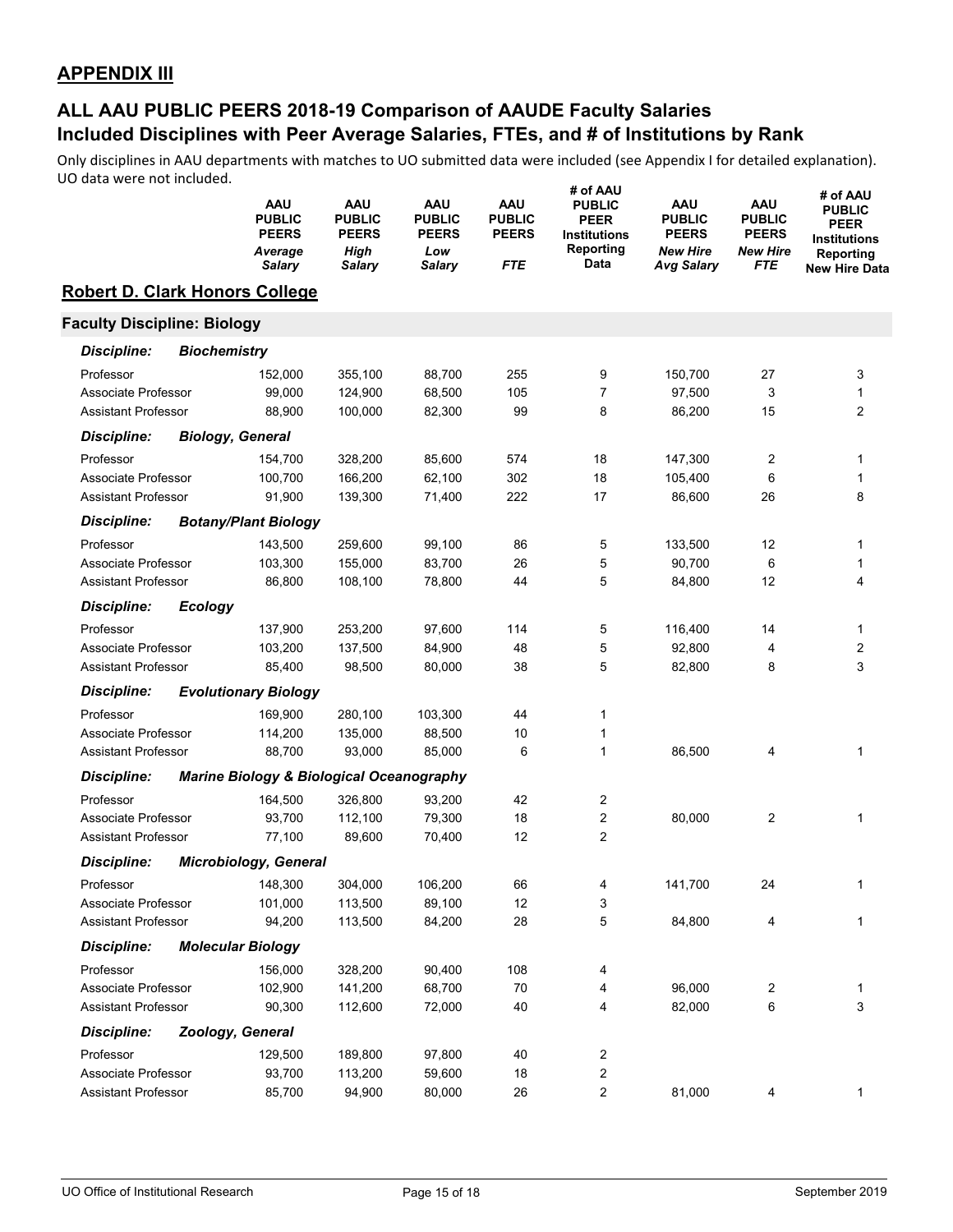## APPENDIX III

## ALL AAU PUBLIC PEERS 2018-19 Comparison of AAUDE Faculty Salaries
## Included Disciplines with Peer Average Salaries, FTEs, and # of Institutions by Rank

Only disciplines in AAU departments with matches to UO submitted data were included (see Appendix I for detailed explanation). UO data were not included.

| | AAU PUBLIC PEERS *Average Salary* | AAU PUBLIC PEERS *High Salary* | AAU PUBLIC PEERS *Low Salary* | AAU PUBLIC PEERS *FTE* | # of AAU PUBLIC PEER Institutions Reporting Data | AAU PUBLIC PEERS *New Hire Avg Salary* | AAU PUBLIC PEERS *New Hire FTE* | # of AAU PUBLIC PEER Institutions Reporting New Hire Data |
|---|---|---|---|---|---|---|---|---|
| **Robert D. Clark Honors College** | | | | | | | | |
| **Faculty Discipline: Biology** | | | | | | | | |
| ***Discipline: Biochemistry*** | | | | | | | | |
| Professor | 152,000 | 355,100 | 88,700 | 255 | 9 | 150,700 | 27 | 3 |
| Associate Professor | 99,000 | 124,900 | 68,500 | 105 | 7 | 97,500 | 3 | 1 |
| Assistant Professor | 88,900 | 100,000 | 82,300 | 99 | 8 | 86,200 | 15 | 2 |
| ***Discipline: Biology, General*** | | | | | | | | |
| Professor | 154,700 | 328,200 | 85,600 | 574 | 18 | 147,300 | 2 | 1 |
| Associate Professor | 100,700 | 166,200 | 62,100 | 302 | 18 | 105,400 | 6 | 1 |
| Assistant Professor | 91,900 | 139,300 | 71,400 | 222 | 17 | 86,600 | 26 | 8 |
| ***Discipline: Botany/Plant Biology*** | | | | | | | | |
| Professor | 143,500 | 259,600 | 99,100 | 86 | 5 | 133,500 | 12 | 1 |
| Associate Professor | 103,300 | 155,000 | 83,700 | 26 | 5 | 90,700 | 6 | 1 |
| Assistant Professor | 86,800 | 108,100 | 78,800 | 44 | 5 | 84,800 | 12 | 4 |
| ***Discipline: Ecology*** | | | | | | | | |
| Professor | 137,900 | 253,200 | 97,600 | 114 | 5 | 116,400 | 14 | 1 |
| Associate Professor | 103,200 | 137,500 | 84,900 | 48 | 5 | 92,800 | 4 | 2 |
| Assistant Professor | 85,400 | 98,500 | 80,000 | 38 | 5 | 82,800 | 8 | 3 |
| ***Discipline: Evolutionary Biology*** | | | | | | | | |
| Professor | 169,900 | 280,100 | 103,300 | 44 | 1 | | | |
| Associate Professor | 114,200 | 135,000 | 88,500 | 10 | 1 | | | |
| Assistant Professor | 88,700 | 93,000 | 85,000 | 6 | 1 | 86,500 | 4 | 1 |
| ***Discipline: Marine Biology & Biological Oceanography*** | | | | | | | | |
| Professor | 164,500 | 326,800 | 93,200 | 42 | 2 | | | |
| Associate Professor | 93,700 | 112,100 | 79,300 | 18 | 2 | 80,000 | 2 | 1 |
| Assistant Professor | 77,100 | 89,600 | 70,400 | 12 | 2 | | | |
| ***Discipline: Microbiology, General*** | | | | | | | | |
| Professor | 148,300 | 304,000 | 106,200 | 66 | 4 | 141,700 | 24 | 1 |
| Associate Professor | 101,000 | 113,500 | 89,100 | 12 | 3 | | | |
| Assistant Professor | 94,200 | 113,500 | 84,200 | 28 | 5 | 84,800 | 4 | 1 |
| ***Discipline: Molecular Biology*** | | | | | | | | |
| Professor | 156,000 | 328,200 | 90,400 | 108 | 4 | | | |
| Associate Professor | 102,900 | 141,200 | 68,700 | 70 | 4 | 96,000 | 2 | 1 |
| Assistant Professor | 90,300 | 112,600 | 72,000 | 40 | 4 | 82,000 | 6 | 3 |
| ***Discipline: Zoology, General*** | | | | | | | | |
| Professor | 129,500 | 189,800 | 97,800 | 40 | 2 | | | |
| Associate Professor | 93,700 | 113,200 | 59,600 | 18 | 2 | | | |
| Assistant Professor | 85,700 | 94,900 | 80,000 | 26 | 2 | 81,000 | 4 | 1 |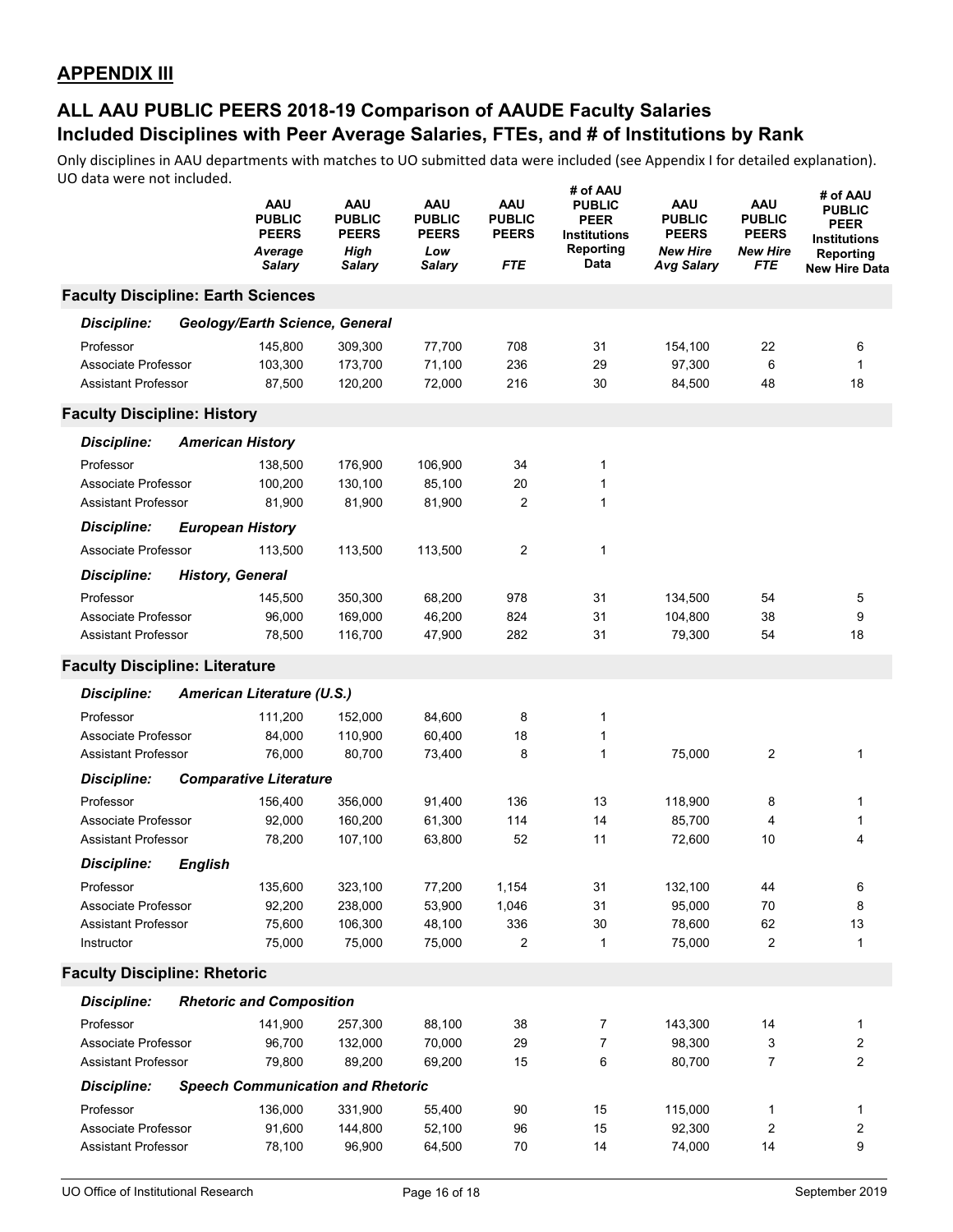## APPENDIX III

## ALL AAU PUBLIC PEERS 2018-19 Comparison of AAUDE Faculty Salaries
## Included Disciplines with Peer Average Salaries, FTEs, and # of Institutions by Rank

Only disciplines in AAU departments with matches to UO submitted data were included (see Appendix I for detailed explanation). UO data were not included.

| | AAU PUBLIC PEERS *Average Salary* | AAU PUBLIC PEERS *High Salary* | AAU PUBLIC PEERS *Low Salary* | AAU PUBLIC PEERS *FTE* | # of AAU PUBLIC PEER Institutions Reporting Data | AAU PUBLIC PEERS *New Hire Avg Salary* | AAU PUBLIC PEERS *New Hire FTE* | # of AAU PUBLIC PEER Institutions Reporting New Hire Data |
|---|---|---|---|---|---|---|---|---|
| **Faculty Discipline: Earth Sciences** | | | | | | | | |
| ***Discipline: Geology/Earth Science, General*** | | | | | | | | |
| Professor | 145,800 | 309,300 | 77,700 | 708 | 31 | 154,100 | 22 | 6 |
| Associate Professor | 103,300 | 173,700 | 71,100 | 236 | 29 | 97,300 | 6 | 1 |
| Assistant Professor | 87,500 | 120,200 | 72,000 | 216 | 30 | 84,500 | 48 | 18 |
| **Faculty Discipline: History** | | | | | | | | |
| ***Discipline: American History*** | | | | | | | | |
| Professor | 138,500 | 176,900 | 106,900 | 34 | 1 | | | |
| Associate Professor | 100,200 | 130,100 | 85,100 | 20 | 1 | | | |
| Assistant Professor | 81,900 | 81,900 | 81,900 | 2 | 1 | | | |
| ***Discipline: European History*** | | | | | | | | |
| Associate Professor | 113,500 | 113,500 | 113,500 | 2 | 1 | | | |
| ***Discipline: History, General*** | | | | | | | | |
| Professor | 145,500 | 350,300 | 68,200 | 978 | 31 | 134,500 | 54 | 5 |
| Associate Professor | 96,000 | 169,000 | 46,200 | 824 | 31 | 104,800 | 38 | 9 |
| Assistant Professor | 78,500 | 116,700 | 47,900 | 282 | 31 | 79,300 | 54 | 18 |
| **Faculty Discipline: Literature** | | | | | | | | |
| ***Discipline: American Literature (U.S.)*** | | | | | | | | |
| Professor | 111,200 | 152,000 | 84,600 | 8 | 1 | | | |
| Associate Professor | 84,000 | 110,900 | 60,400 | 18 | 1 | | | |
| Assistant Professor | 76,000 | 80,700 | 73,400 | 8 | 1 | 75,000 | 2 | 1 |
| ***Discipline: Comparative Literature*** | | | | | | | | |
| Professor | 156,400 | 356,000 | 91,400 | 136 | 13 | 118,900 | 8 | 1 |
| Associate Professor | 92,000 | 160,200 | 61,300 | 114 | 14 | 85,700 | 4 | 1 |
| Assistant Professor | 78,200 | 107,100 | 63,800 | 52 | 11 | 72,600 | 10 | 4 |
| ***Discipline: English*** | | | | | | | | |
| Professor | 135,600 | 323,100 | 77,200 | 1,154 | 31 | 132,100 | 44 | 6 |
| Associate Professor | 92,200 | 238,000 | 53,900 | 1,046 | 31 | 95,000 | 70 | 8 |
| Assistant Professor | 75,600 | 106,300 | 48,100 | 336 | 30 | 78,600 | 62 | 13 |
| Instructor | 75,000 | 75,000 | 75,000 | 2 | 1 | 75,000 | 2 | 1 |
| **Faculty Discipline: Rhetoric** | | | | | | | | |
| ***Discipline: Rhetoric and Composition*** | | | | | | | | |
| Professor | 141,900 | 257,300 | 88,100 | 38 | 7 | 143,300 | 14 | 1 |
| Associate Professor | 96,700 | 132,000 | 70,000 | 29 | 7 | 98,300 | 3 | 2 |
| Assistant Professor | 79,800 | 89,200 | 69,200 | 15 | 6 | 80,700 | 7 | 2 |
| ***Discipline: Speech Communication and Rhetoric*** | | | | | | | | |
| Professor | 136,000 | 331,900 | 55,400 | 90 | 15 | 115,000 | 1 | 1 |
| Associate Professor | 91,600 | 144,800 | 52,100 | 96 | 15 | 92,300 | 2 | 2 |
| Assistant Professor | 78,100 | 96,900 | 64,500 | 70 | 14 | 74,000 | 14 | 9 |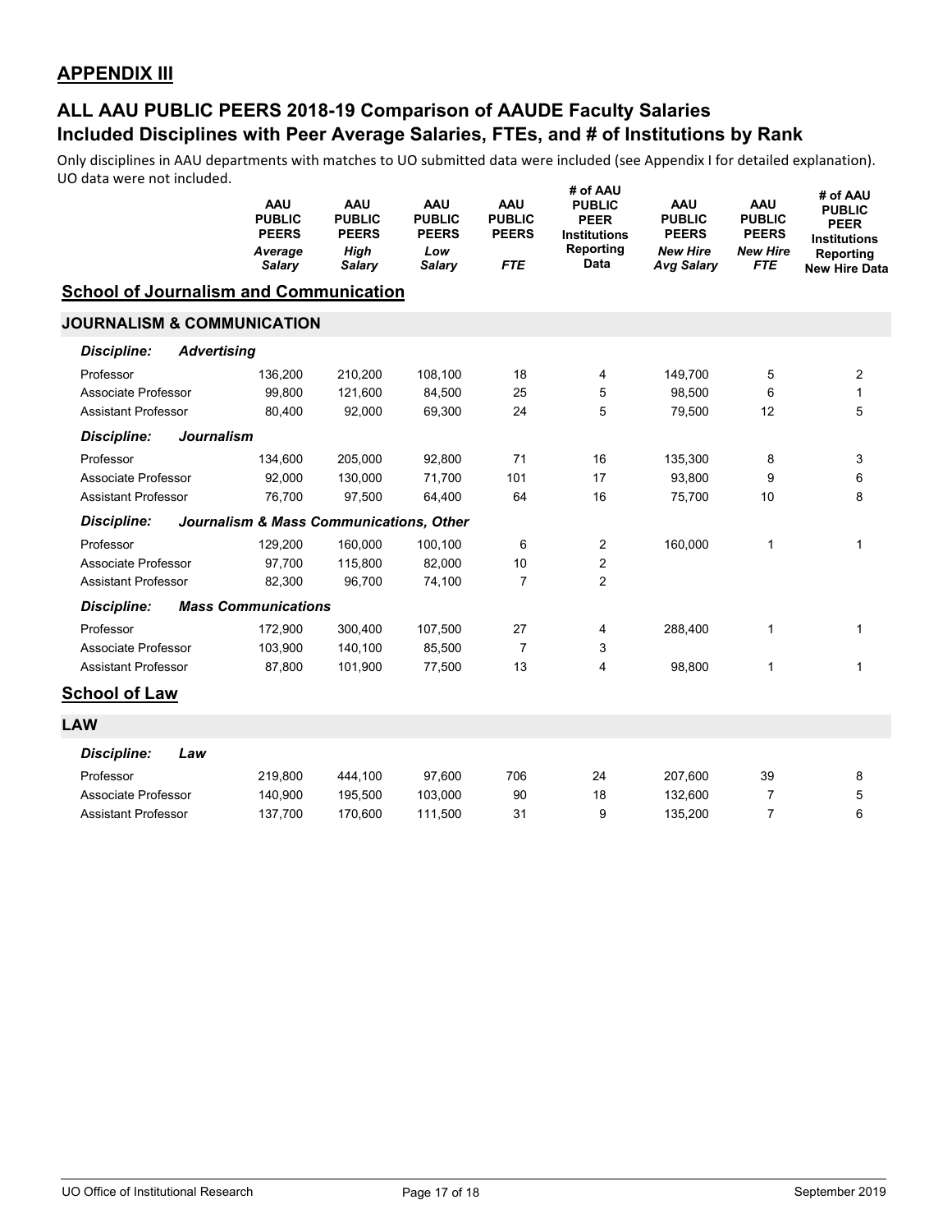## APPENDIX III

## ALL AAU PUBLIC PEERS 2018-19 Comparison of AAUDE Faculty Salaries
## Included Disciplines with Peer Average Salaries, FTEs, and # of Institutions by Rank

Only disciplines in AAU departments with matches to UO submitted data were included (see Appendix I for detailed explanation). UO data were not included.

| | AAU PUBLIC PEERS *Average Salary* | AAU PUBLIC PEERS *High Salary* | AAU PUBLIC PEERS *Low Salary* | AAU PUBLIC PEERS *FTE* | # of AAU PUBLIC PEER Institutions Reporting Data | AAU PUBLIC PEERS *New Hire Avg Salary* | AAU PUBLIC PEERS *New Hire FTE* | # of AAU PUBLIC PEER Institutions Reporting New Hire Data |
|---|---|---|---|---|---|---|---|---|
| **School of Journalism and Communication** | | | | | | | | |
| **JOURNALISM & COMMUNICATION** | | | | | | | | |
| ***Discipline: Advertising*** | | | | | | | | |
| Professor | 136,200 | 210,200 | 108,100 | 18 | 4 | 149,700 | 5 | 2 |
| Associate Professor | 99,800 | 121,600 | 84,500 | 25 | 5 | 98,500 | 6 | 1 |
| Assistant Professor | 80,400 | 92,000 | 69,300 | 24 | 5 | 79,500 | 12 | 5 |
| ***Discipline: Journalism*** | | | | | | | | |
| Professor | 134,600 | 205,000 | 92,800 | 71 | 16 | 135,300 | 8 | 3 |
| Associate Professor | 92,000 | 130,000 | 71,700 | 101 | 17 | 93,800 | 9 | 6 |
| Assistant Professor | 76,700 | 97,500 | 64,400 | 64 | 16 | 75,700 | 10 | 8 |
| ***Discipline: Journalism & Mass Communications, Other*** | | | | | | | | |
| Professor | 129,200 | 160,000 | 100,100 | 6 | 2 | 160,000 | 1 | 1 |
| Associate Professor | 97,700 | 115,800 | 82,000 | 10 | 2 | | | |
| Assistant Professor | 82,300 | 96,700 | 74,100 | 7 | 2 | | | |
| ***Discipline: Mass Communications*** | | | | | | | | |
| Professor | 172,900 | 300,400 | 107,500 | 27 | 4 | 288,400 | 1 | 1 |
| Associate Professor | 103,900 | 140,100 | 85,500 | 7 | 3 | | | |
| Assistant Professor | 87,800 | 101,900 | 77,500 | 13 | 4 | 98,800 | 1 | 1 |
| **School of Law** | | | | | | | | |
| **LAW** | | | | | | | | |
| ***Discipline: Law*** | | | | | | | | |
| Professor | 219,800 | 444,100 | 97,600 | 706 | 24 | 207,600 | 39 | 8 |
| Associate Professor | 140,900 | 195,500 | 103,000 | 90 | 18 | 132,600 | 7 | 5 |
| Assistant Professor | 137,700 | 170,600 | 111,500 | 31 | 9 | 135,200 | 7 | 6 |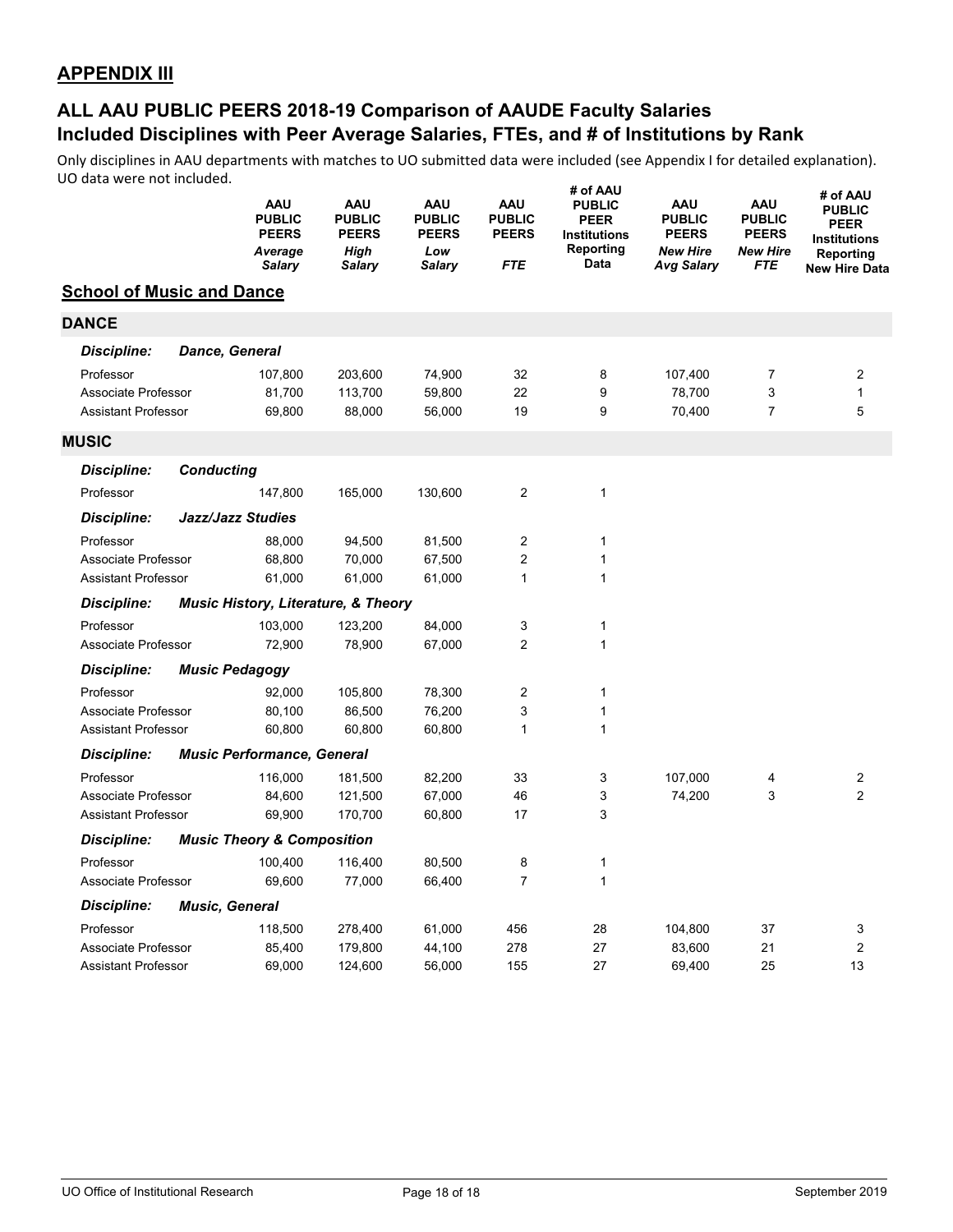## APPENDIX III

## ALL AAU PUBLIC PEERS 2018-19 Comparison of AAUDE Faculty Salaries
## Included Disciplines with Peer Average Salaries, FTEs, and # of Institutions by Rank

Only disciplines in AAU departments with matches to UO submitted data were included (see Appendix I for detailed explanation). UO data were not included.

| | AAU PUBLIC PEERS *Average Salary* | AAU PUBLIC PEERS *High Salary* | AAU PUBLIC PEERS *Low Salary* | AAU PUBLIC PEERS *FTE* | # of AAU PUBLIC PEER Institutions Reporting Data | AAU PUBLIC PEERS *New Hire Avg Salary* | AAU PUBLIC PEERS *New Hire FTE* | # of AAU PUBLIC PEER Institutions Reporting New Hire Data |
|---|---|---|---|---|---|---|---|---|
| **School of Music and Dance** | | | | | | | | |
| **DANCE** | | | | | | | | |
| ***Discipline: Dance, General*** | | | | | | | | |
| Professor | 107,800 | 203,600 | 74,900 | 32 | 8 | 107,400 | 7 | 2 |
| Associate Professor | 81,700 | 113,700 | 59,800 | 22 | 9 | 78,700 | 3 | 1 |
| Assistant Professor | 69,800 | 88,000 | 56,000 | 19 | 9 | 70,400 | 7 | 5 |
| **MUSIC** | | | | | | | | |
| ***Discipline: Conducting*** | | | | | | | | |
| Professor | 147,800 | 165,000 | 130,600 | 2 | 1 | | | |
| ***Discipline: Jazz/Jazz Studies*** | | | | | | | | |
| Professor | 88,000 | 94,500 | 81,500 | 2 | 1 | | | |
| Associate Professor | 68,800 | 70,000 | 67,500 | 2 | 1 | | | |
| Assistant Professor | 61,000 | 61,000 | 61,000 | 1 | 1 | | | |
| ***Discipline: Music History, Literature, & Theory*** | | | | | | | | |
| Professor | 103,000 | 123,200 | 84,000 | 3 | 1 | | | |
| Associate Professor | 72,900 | 78,900 | 67,000 | 2 | 1 | | | |
| ***Discipline: Music Pedagogy*** | | | | | | | | |
| Professor | 92,000 | 105,800 | 78,300 | 2 | 1 | | | |
| Associate Professor | 80,100 | 86,500 | 76,200 | 3 | 1 | | | |
| Assistant Professor | 60,800 | 60,800 | 60,800 | 1 | 1 | | | |
| ***Discipline: Music Performance, General*** | | | | | | | | |
| Professor | 116,000 | 181,500 | 82,200 | 33 | 3 | 107,000 | 4 | 2 |
| Associate Professor | 84,600 | 121,500 | 67,000 | 46 | 3 | 74,200 | 3 | 2 |
| Assistant Professor | 69,900 | 170,700 | 60,800 | 17 | 3 | | | |
| ***Discipline: Music Theory & Composition*** | | | | | | | | |
| Professor | 100,400 | 116,400 | 80,500 | 8 | 1 | | | |
| Associate Professor | 69,600 | 77,000 | 66,400 | 7 | 1 | | | |
| ***Discipline: Music, General*** | | | | | | | | |
| Professor | 118,500 | 278,400 | 61,000 | 456 | 28 | 104,800 | 37 | 3 |
| Associate Professor | 85,400 | 179,800 | 44,100 | 278 | 27 | 83,600 | 21 | 2 |
| Assistant Professor | 69,000 | 124,600 | 56,000 | 155 | 27 | 69,400 | 25 | 13 |

UO Office of Institutional Research — September 2019